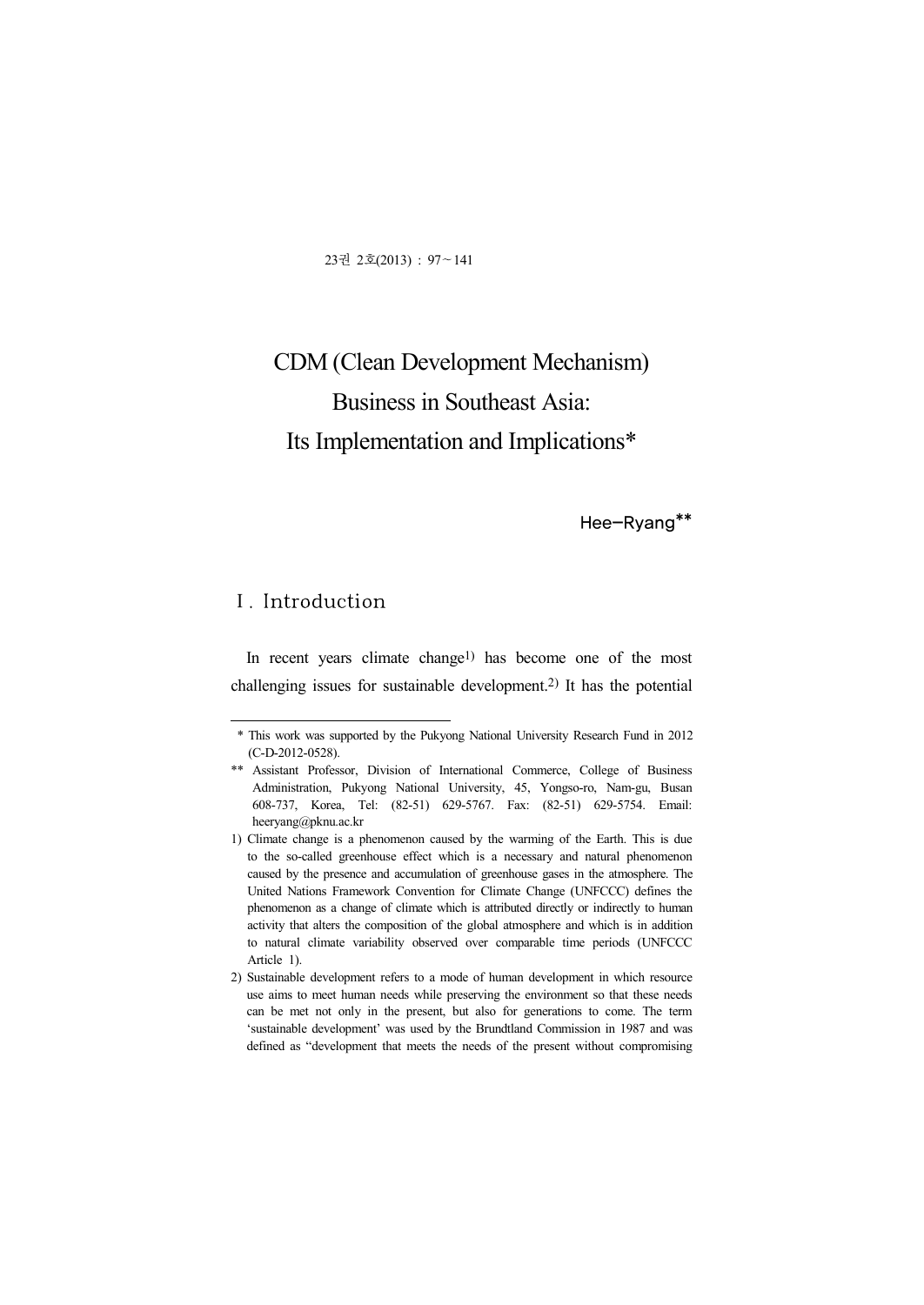# CDM (Clean Development Mechanism) Business in Southeast Asia: Its Implementation and Implications*

Hee-Ryang**

## Ⅰ. Introduction

In recent years climate change[1] has become one of the most challenging issues for sustainable development.[2] It has the potential

---

\* This work was supported by the Pukyong National University Research Fund in 2012 (C-D-2012-0528).

\** Assistant Professor, Division of International Commerce, College of Business Administration, Pukyong National University, 45, Yongso-ro, Nam-gu, Busan 608-737, Korea, Tel: (82-51) 629-5767. Fax: (82-51) 629-5754. Email: heeryang@pknu.ac.kr

1) Climate change is a phenomenon caused by the warming of the Earth. This is due to the so-called greenhouse effect which is a necessary and natural phenomenon caused by the presence and accumulation of greenhouse gases in the atmosphere. The United Nations Framework Convention for Climate Change (UNFCCC) defines the phenomenon as a change of climate which is attributed directly or indirectly to human activity that alters the composition of the global atmosphere and which is in addition to natural climate variability observed over comparable time periods (UNFCCC Article 1).

2) Sustainable development refers to a mode of human development in which resource use aims to meet human needs while preserving the environment so that these needs can be met not only in the present, but also for generations to come. The term 'sustainable development' was used by the Brundtland Commission in 1987 and was defined as "development that meets the needs of the present without compromising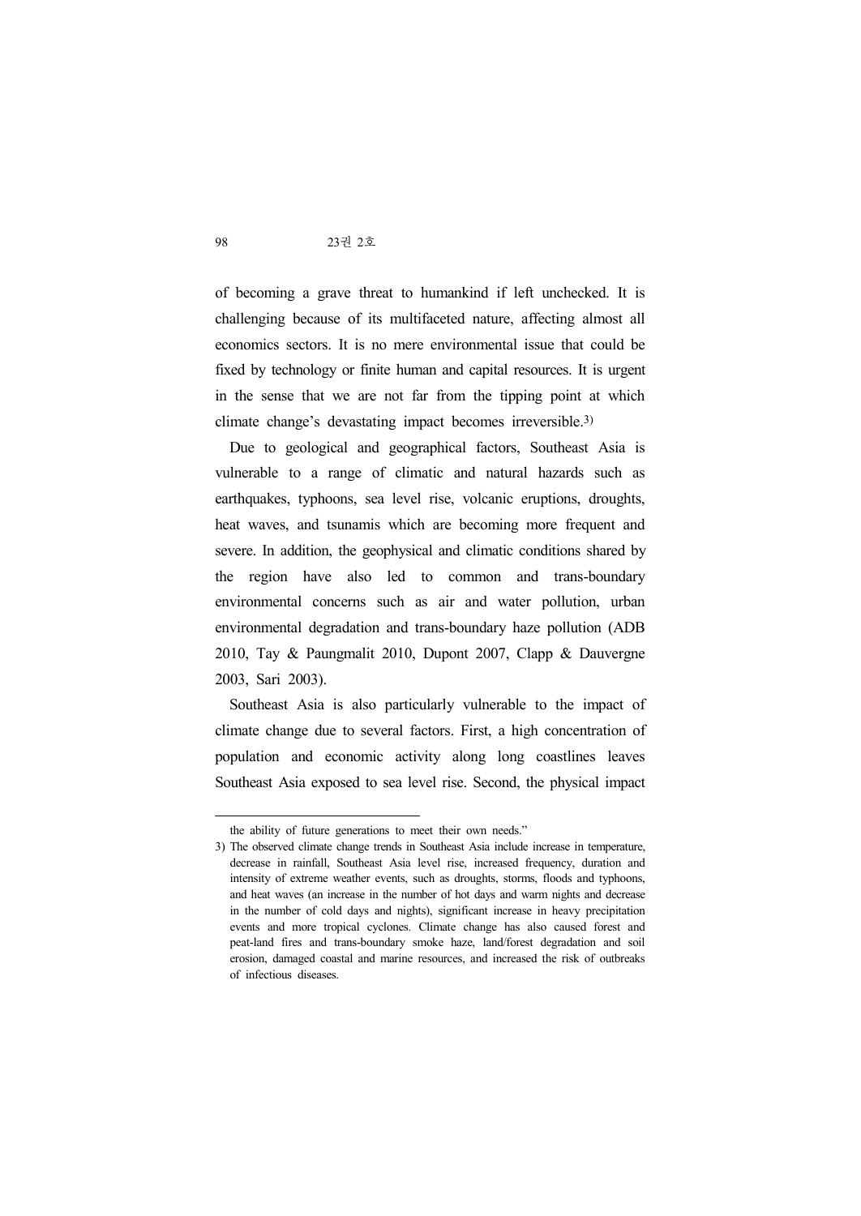of becoming a grave threat to humankind if left unchecked. It is challenging because of its multifaceted nature, affecting almost all economics sectors. It is no mere environmental issue that could be fixed by technology or finite human and capital resources. It is urgent in the sense that we are not far from the tipping point at which climate change's devastating impact becomes irreversible.[3)]

Due to geological and geographical factors, Southeast Asia is vulnerable to a range of climatic and natural hazards such as earthquakes, typhoons, sea level rise, volcanic eruptions, droughts, heat waves, and tsunamis which are becoming more frequent and severe. In addition, the geophysical and climatic conditions shared by the region have also led to common and trans-boundary environmental concerns such as air and water pollution, urban environmental degradation and trans-boundary haze pollution (ADB 2010, Tay & Paungmalit 2010, Dupont 2007, Clapp & Dauvergne 2003, Sari 2003).

Southeast Asia is also particularly vulnerable to the impact of climate change due to several factors. First, a high concentration of population and economic activity along long coastlines leaves Southeast Asia exposed to sea level rise. Second, the physical impact

---

the ability of future generations to meet their own needs."

3) The observed climate change trends in Southeast Asia include increase in temperature, decrease in rainfall, Southeast Asia level rise, increased frequency, duration and intensity of extreme weather events, such as droughts, storms, floods and typhoons, and heat waves (an increase in the number of hot days and warm nights and decrease in the number of cold days and nights), significant increase in heavy precipitation events and more tropical cyclones. Climate change has also caused forest and peat-land fires and trans-boundary smoke haze, land/forest degradation and soil erosion, damaged coastal and marine resources, and increased the risk of outbreaks of infectious diseases.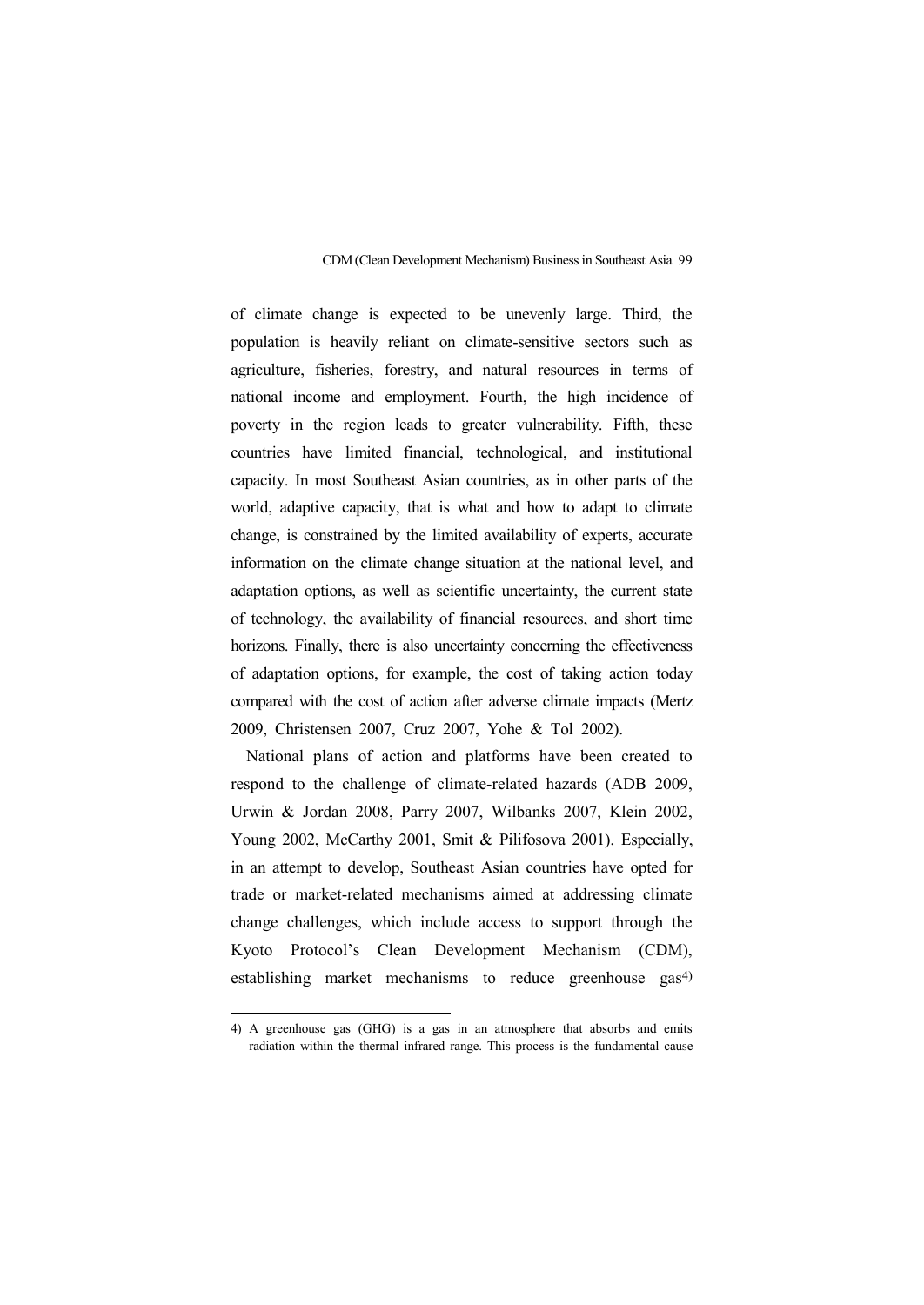of climate change is expected to be unevenly large. Third, the population is heavily reliant on climate-sensitive sectors such as agriculture, fisheries, forestry, and natural resources in terms of national income and employment. Fourth, the high incidence of poverty in the region leads to greater vulnerability. Fifth, these countries have limited financial, technological, and institutional capacity. In most Southeast Asian countries, as in other parts of the world, adaptive capacity, that is what and how to adapt to climate change, is constrained by the limited availability of experts, accurate information on the climate change situation at the national level, and adaptation options, as well as scientific uncertainty, the current state of technology, the availability of financial resources, and short time horizons. Finally, there is also uncertainty concerning the effectiveness of adaptation options, for example, the cost of taking action today compared with the cost of action after adverse climate impacts (Mertz 2009, Christensen 2007, Cruz 2007, Yohe & Tol 2002).

National plans of action and platforms have been created to respond to the challenge of climate-related hazards (ADB 2009, Urwin & Jordan 2008, Parry 2007, Wilbanks 2007, Klein 2002, Young 2002, McCarthy 2001, Smit & Pilifosova 2001). Especially, in an attempt to develop, Southeast Asian countries have opted for trade or market-related mechanisms aimed at addressing climate change challenges, which include access to support through the Kyoto Protocol's Clean Development Mechanism (CDM), establishing market mechanisms to reduce greenhouse gas[4]

---

4) A greenhouse gas (GHG) is a gas in an atmosphere that absorbs and emits radiation within the thermal infrared range. This process is the fundamental cause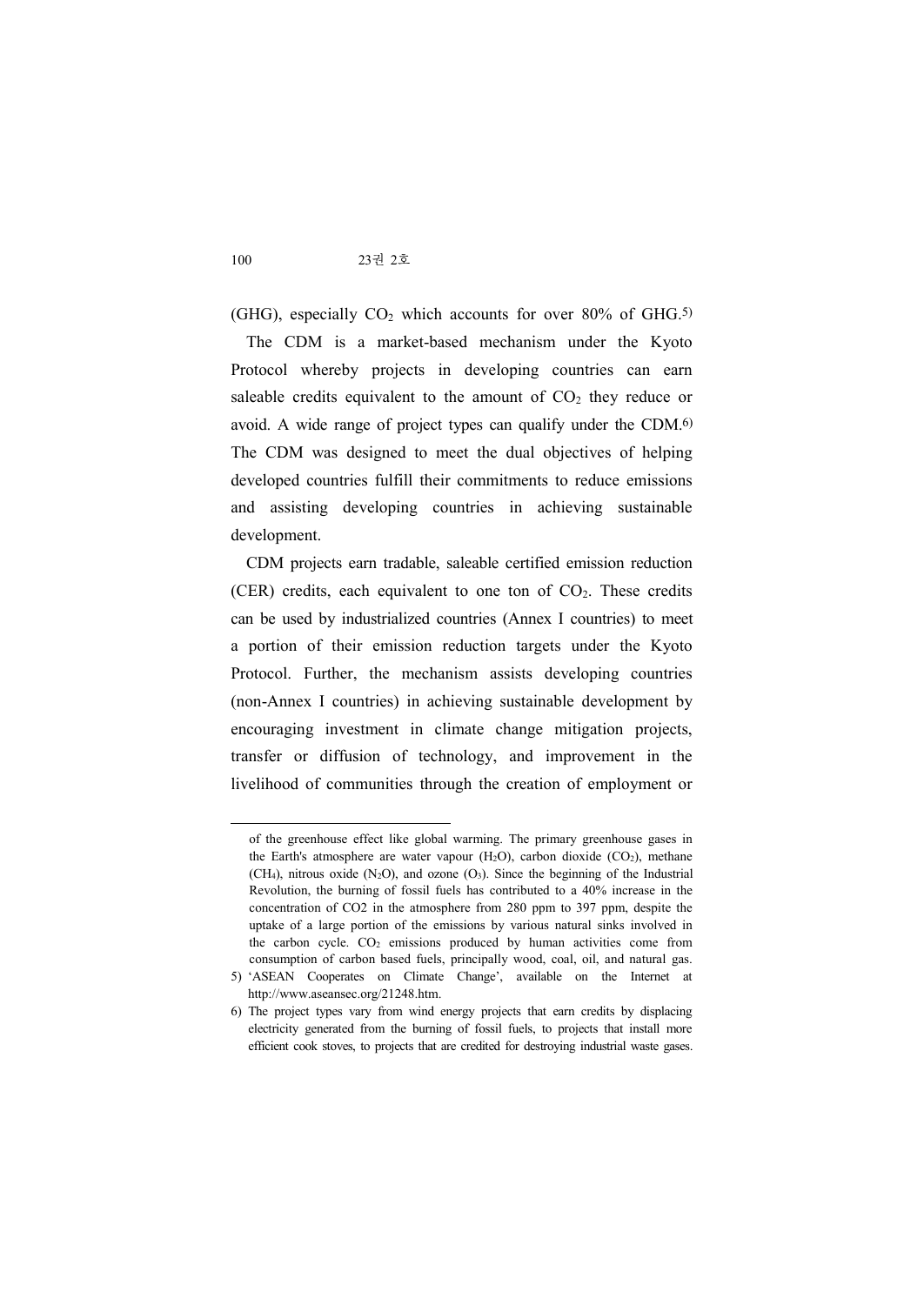(GHG), especially $CO_2$ which accounts for over 80% of GHG.[5]

The CDM is a market-based mechanism under the Kyoto Protocol whereby projects in developing countries can earn saleable credits equivalent to the amount of $CO_2$ they reduce or avoid. A wide range of project types can qualify under the CDM.[6] The CDM was designed to meet the dual objectives of helping developed countries fulfill their commitments to reduce emissions and assisting developing countries in achieving sustainable development.

CDM projects earn tradable, saleable certified emission reduction (CER) credits, each equivalent to one ton of $CO_2$. These credits can be used by industrialized countries (Annex I countries) to meet a portion of their emission reduction targets under the Kyoto Protocol. Further, the mechanism assists developing countries (non-Annex I countries) in achieving sustainable development by encouraging investment in climate change mitigation projects, transfer or diffusion of technology, and improvement in the livelihood of communities through the creation of employment or

---

of the greenhouse effect like global warming. The primary greenhouse gases in the Earth's atmosphere are water vapour ($H_2O$), carbon dioxide ($CO_2$), methane ($CH_4$), nitrous oxide ($N_2O$), and ozone ($O_3$). Since the beginning of the Industrial Revolution, the burning of fossil fuels has contributed to a 40% increase in the concentration of CO2 in the atmosphere from 280 ppm to 397 ppm, despite the uptake of a large portion of the emissions by various natural sinks involved in the carbon cycle. $CO_2$ emissions produced by human activities come from consumption of carbon based fuels, principally wood, coal, oil, and natural gas.

5) 'ASEAN Cooperates on Climate Change', available on the Internet at http://www.aseansec.org/21248.htm.

6) The project types vary from wind energy projects that earn credits by displacing electricity generated from the burning of fossil fuels, to projects that install more efficient cook stoves, to projects that are credited for destroying industrial waste gases.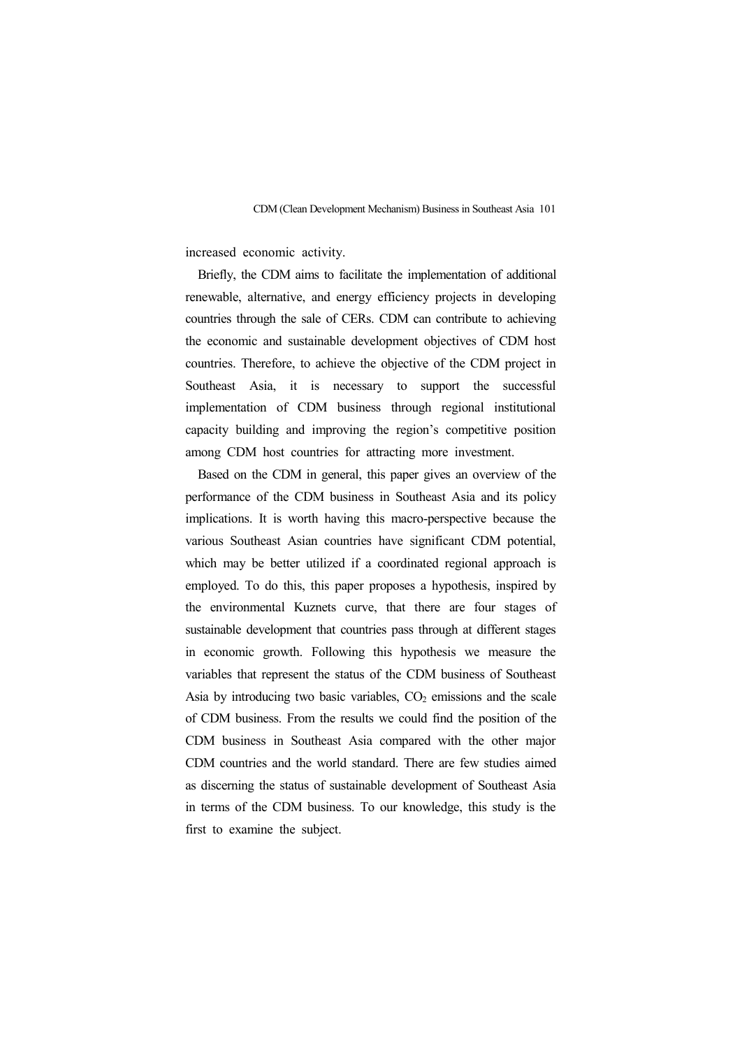increased economic activity.

Briefly, the CDM aims to facilitate the implementation of additional renewable, alternative, and energy efficiency projects in developing countries through the sale of CERs. CDM can contribute to achieving the economic and sustainable development objectives of CDM host countries. Therefore, to achieve the objective of the CDM project in Southeast Asia, it is necessary to support the successful implementation of CDM business through regional institutional capacity building and improving the region's competitive position among CDM host countries for attracting more investment.

Based on the CDM in general, this paper gives an overview of the performance of the CDM business in Southeast Asia and its policy implications. It is worth having this macro-perspective because the various Southeast Asian countries have significant CDM potential, which may be better utilized if a coordinated regional approach is employed. To do this, this paper proposes a hypothesis, inspired by the environmental Kuznets curve, that there are four stages of sustainable development that countries pass through at different stages in economic growth. Following this hypothesis we measure the variables that represent the status of the CDM business of Southeast Asia by introducing two basic variables, $CO_2$ emissions and the scale of CDM business. From the results we could find the position of the CDM business in Southeast Asia compared with the other major CDM countries and the world standard. There are few studies aimed as discerning the status of sustainable development of Southeast Asia in terms of the CDM business. To our knowledge, this study is the first to examine the subject.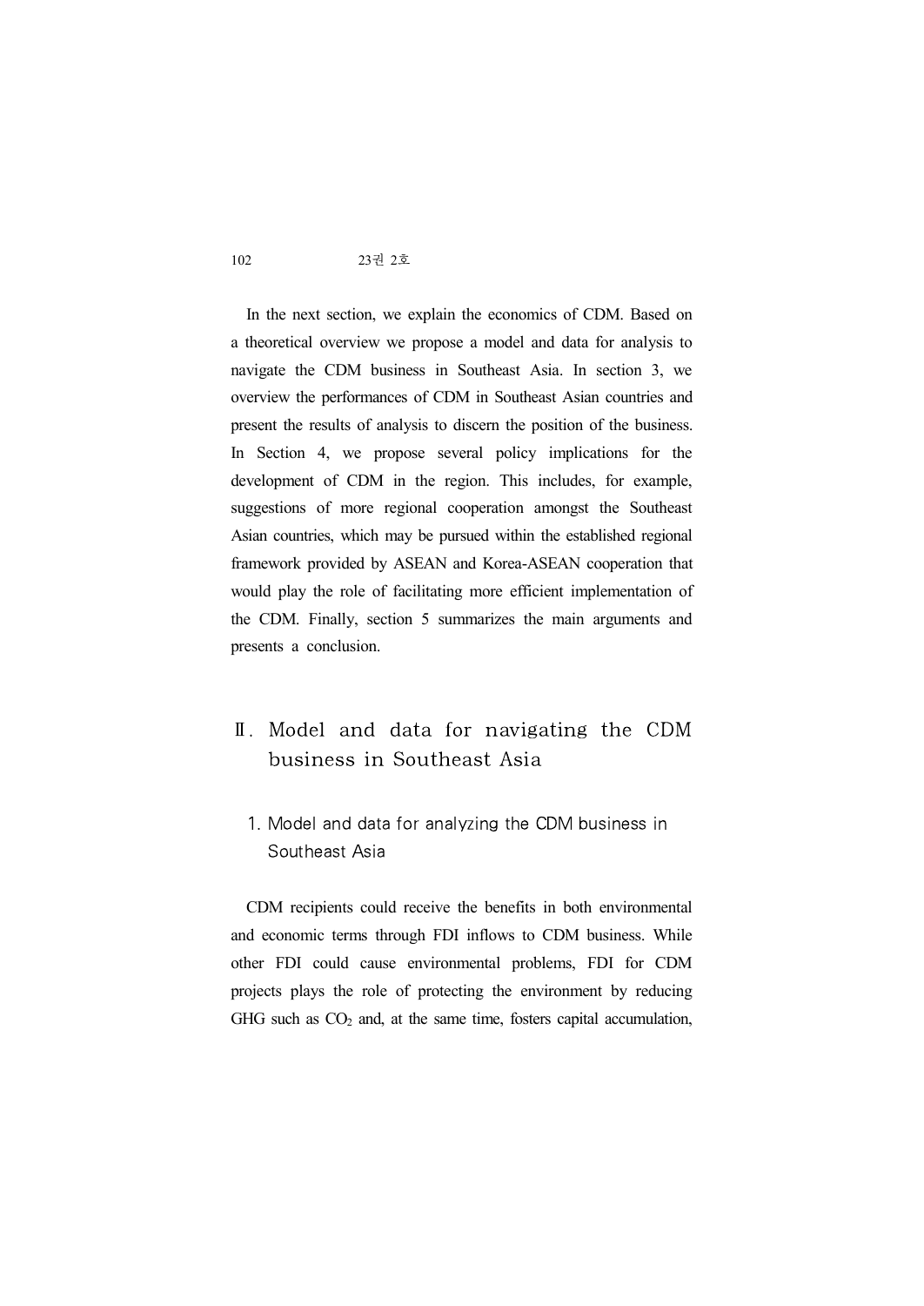In the next section, we explain the economics of CDM. Based on a theoretical overview we propose a model and data for analysis to navigate the CDM business in Southeast Asia. In section 3, we overview the performances of CDM in Southeast Asian countries and present the results of analysis to discern the position of the business. In Section 4, we propose several policy implications for the development of CDM in the region. This includes, for example, suggestions of more regional cooperation amongst the Southeast Asian countries, which may be pursued within the established regional framework provided by ASEAN and Korea-ASEAN cooperation that would play the role of facilitating more efficient implementation of the CDM. Finally, section 5 summarizes the main arguments and presents a conclusion.

## Ⅱ. Model and data for navigating the CDM business in Southeast Asia

### 1. Model and data for analyzing the CDM business in Southeast Asia

CDM recipients could receive the benefits in both environmental and economic terms through FDI inflows to CDM business. While other FDI could cause environmental problems, FDI for CDM projects plays the role of protecting the environment by reducing GHG such as $CO_2$ and, at the same time, fosters capital accumulation,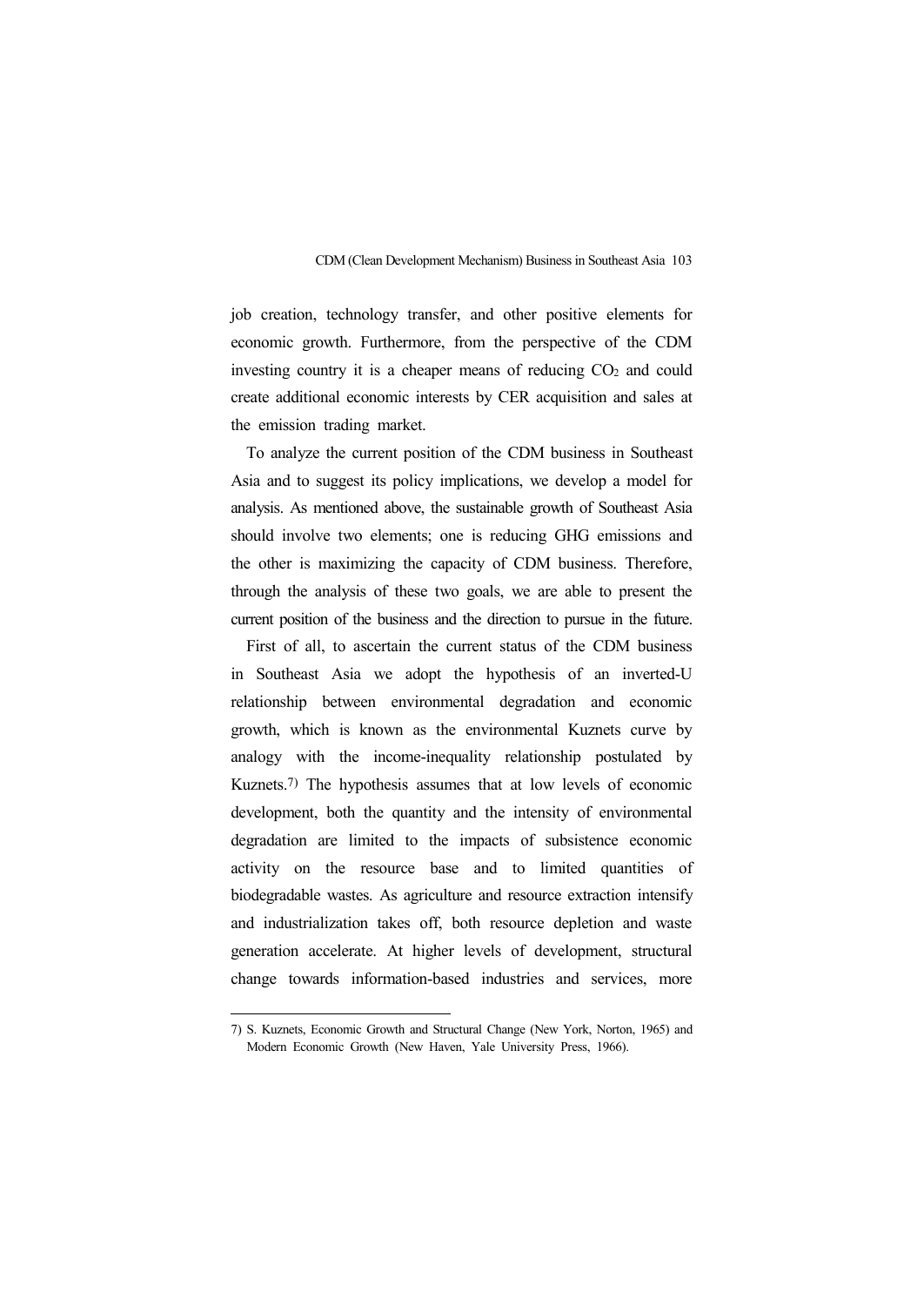job creation, technology transfer, and other positive elements for economic growth. Furthermore, from the perspective of the CDM investing country it is a cheaper means of reducing $CO_2$ and could create additional economic interests by CER acquisition and sales at the emission trading market.

To analyze the current position of the CDM business in Southeast Asia and to suggest its policy implications, we develop a model for analysis. As mentioned above, the sustainable growth of Southeast Asia should involve two elements; one is reducing GHG emissions and the other is maximizing the capacity of CDM business. Therefore, through the analysis of these two goals, we are able to present the current position of the business and the direction to pursue in the future.

First of all, to ascertain the current status of the CDM business in Southeast Asia we adopt the hypothesis of an inverted-U relationship between environmental degradation and economic growth, which is known as the environmental Kuznets curve by analogy with the income-inequality relationship postulated by Kuznets.[7] The hypothesis assumes that at low levels of economic development, both the quantity and the intensity of environmental degradation are limited to the impacts of subsistence economic activity on the resource base and to limited quantities of biodegradable wastes. As agriculture and resource extraction intensify and industrialization takes off, both resource depletion and waste generation accelerate. At higher levels of development, structural change towards information-based industries and services, more

---

7) S. Kuznets, Economic Growth and Structural Change (New York, Norton, 1965) and Modern Economic Growth (New Haven, Yale University Press, 1966).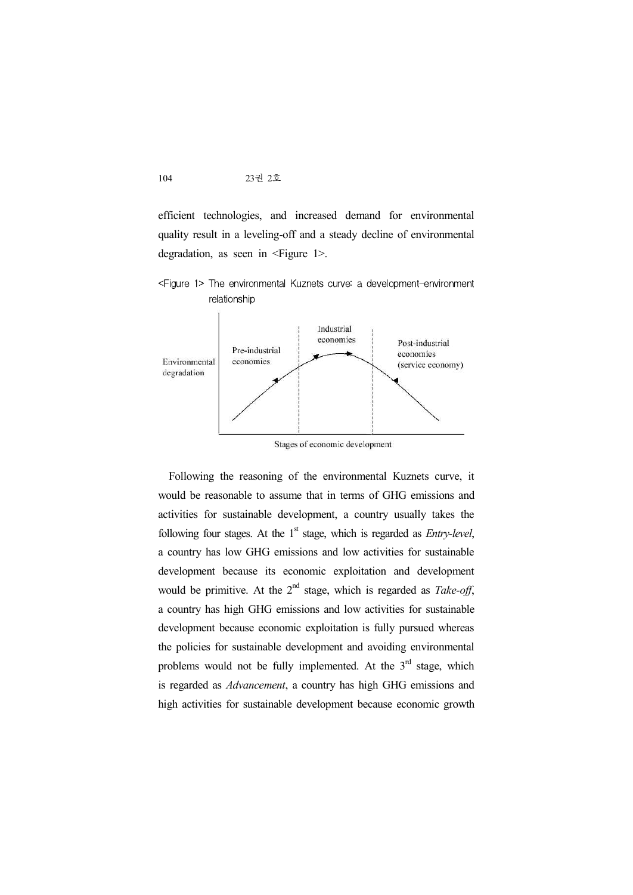efficient technologies, and increased demand for environmental quality result in a leveling-off and a steady decline of environmental degradation, as seen in <Figure 1>.

<Figure 1> The environmental Kuznets curve: a development-environment relationship

Following the reasoning of the environmental Kuznets curve, it would be reasonable to assume that in terms of GHG emissions and activities for sustainable development, a country usually takes the following four stages. At the 1st stage, which is regarded as *Entry-level*, a country has low GHG emissions and low activities for sustainable development because its economic exploitation and development would be primitive. At the 2nd stage, which is regarded as *Take-off*, a country has high GHG emissions and low activities for sustainable development because economic exploitation is fully pursued whereas the policies for sustainable development and avoiding environmental problems would not be fully implemented. At the 3rd stage, which is regarded as *Advancement*, a country has high GHG emissions and high activities for sustainable development because economic growth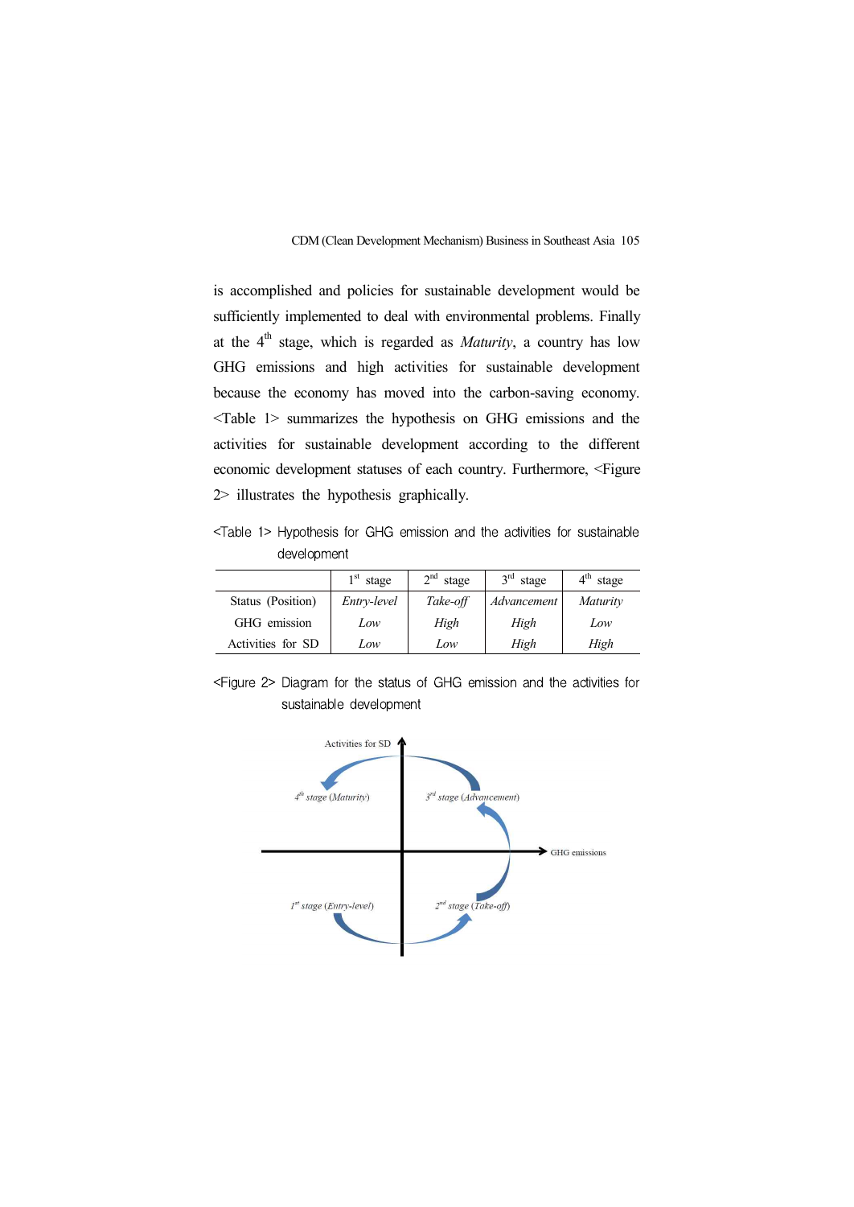is accomplished and policies for sustainable development would be sufficiently implemented to deal with environmental problems. Finally at the 4th stage, which is regarded as *Maturity*, a country has low GHG emissions and high activities for sustainable development because the economy has moved into the carbon-saving economy. <Table 1> summarizes the hypothesis on GHG emissions and the activities for sustainable development according to the different economic development statuses of each country. Furthermore, <Figure 2> illustrates the hypothesis graphically.

<Table 1> Hypothesis for GHG emission and the activities for sustainable development

| | 1st stage | 2nd stage | 3rd stage | 4th stage |
|---|---|---|---|---|
| Status (Position) | *Entry-level* | *Take-off* | *Advancement* | *Maturity* |
| GHG emission | *Low* | *High* | *High* | *Low* |
| Activities for SD | *Low* | *Low* | *High* | *High* |

<Figure 2> Diagram for the status of GHG emission and the activities for sustainable development

Activities for SD

GHG emissions

*4th stage (Maturity)*

*3rd stage (Advancement)*

*1st stage (Entry-level)*

*2nd stage (Take-off)*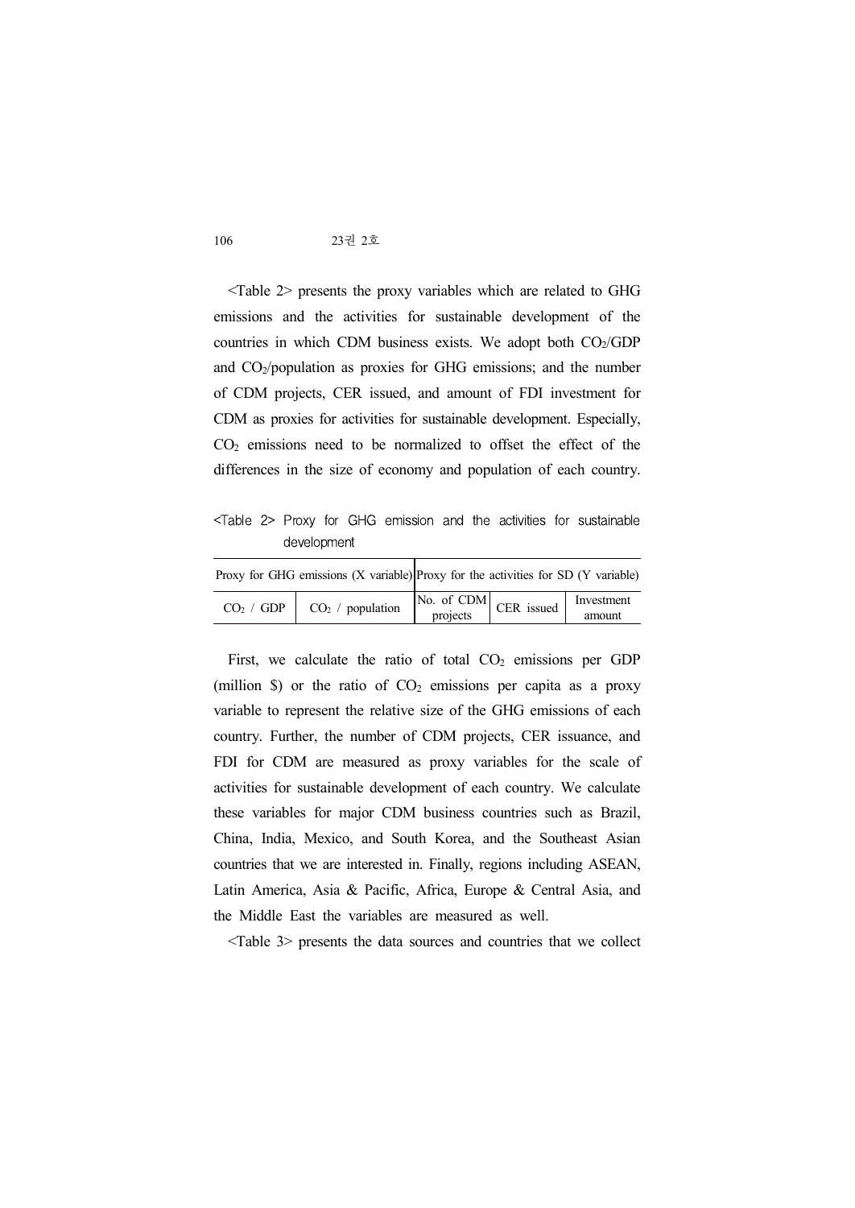<Table 2> presents the proxy variables which are related to GHG emissions and the activities for sustainable development of the countries in which CDM business exists. We adopt both $CO_2$/GDP and $CO_2$/population as proxies for GHG emissions; and the number of CDM projects, CER issued, and amount of FDI investment for CDM as proxies for activities for sustainable development. Especially, $CO_2$ emissions need to be normalized to offset the effect of the differences in the size of economy and population of each country.

<Table 2> Proxy for GHG emission and the activities for sustainable development

| Proxy for GHG emissions (X variable) | | Proxy for the activities for SD (Y variable) | | |
|---|---|---|---|---|
| $CO_2$ / GDP | $CO_2$ / population | No. of CDM projects | CER issued | Investment amount |

First, we calculate the ratio of total $CO_2$ emissions per GDP (million \$) or the ratio of $CO_2$ emissions per capita as a proxy variable to represent the relative size of the GHG emissions of each country. Further, the number of CDM projects, CER issuance, and FDI for CDM are measured as proxy variables for the scale of activities for sustainable development of each country. We calculate these variables for major CDM business countries such as Brazil, China, India, Mexico, and South Korea, and the Southeast Asian countries that we are interested in. Finally, regions including ASEAN, Latin America, Asia & Pacific, Africa, Europe & Central Asia, and the Middle East the variables are measured as well.

<Table 3> presents the data sources and countries that we collect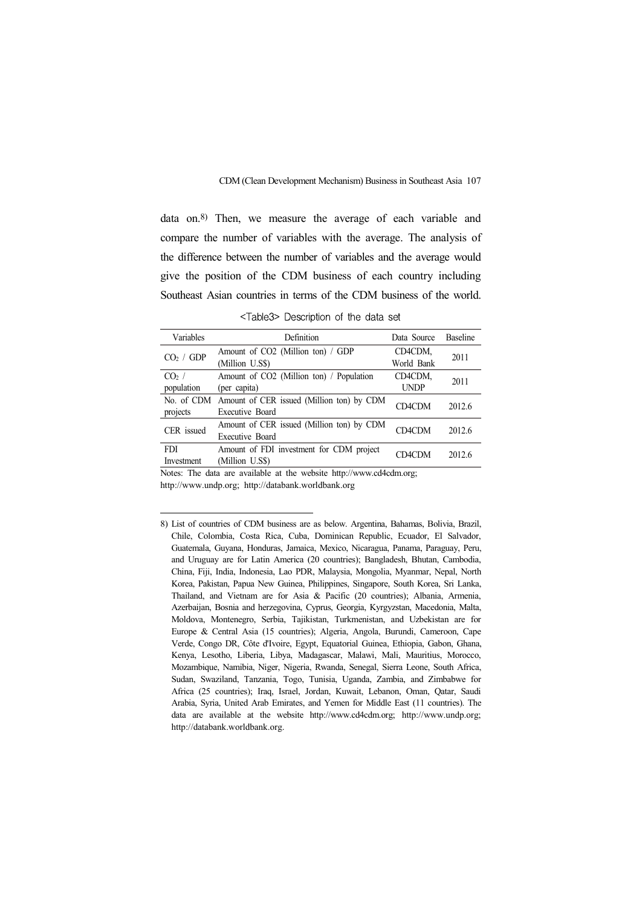data on.[8] Then, we measure the average of each variable and compare the number of variables with the average. The analysis of the difference between the number of variables and the average would give the position of the CDM business of each country including Southeast Asian countries in terms of the CDM business of the world.

<Table3> Description of the data set

| Variables | Definition | Data Source | Baseline |
|---|---|---|---|
| $CO_2$ / GDP | Amount of CO2 (Million ton) / GDP (Million U.S$) | CD4CDM, World Bank | 2011 |
| $CO_2$ / population | Amount of CO2 (Million ton) / Population (per capita) | CD4CDM, UNDP | 2011 |
| No. of CDM projects | Amount of CER issued (Million ton) by CDM Executive Board | CD4CDM | 2012.6 |
| CER issued | Amount of CER issued (Million ton) by CDM Executive Board | CD4CDM | 2012.6 |
| FDI Investment | Amount of FDI investment for CDM project (Million U.S$) | CD4CDM | 2012.6 |

Notes: The data are available at the website http://www.cd4cdm.org; http://www.undp.org; http://databank.worldbank.org

---

8) List of countries of CDM business are as below. Argentina, Bahamas, Bolivia, Brazil, Chile, Colombia, Costa Rica, Cuba, Dominican Republic, Ecuador, El Salvador, Guatemala, Guyana, Honduras, Jamaica, Mexico, Nicaragua, Panama, Paraguay, Peru, and Uruguay are for Latin America (20 countries); Bangladesh, Bhutan, Cambodia, China, Fiji, India, Indonesia, Lao PDR, Malaysia, Mongolia, Myanmar, Nepal, North Korea, Pakistan, Papua New Guinea, Philippines, Singapore, South Korea, Sri Lanka, Thailand, and Vietnam are for Asia & Pacific (20 countries); Albania, Armenia, Azerbaijan, Bosnia and herzegovina, Cyprus, Georgia, Kyrgyzstan, Macedonia, Malta, Moldova, Montenegro, Serbia, Tajikistan, Turkmenistan, and Uzbekistan are for Europe & Central Asia (15 countries); Algeria, Angola, Burundi, Cameroon, Cape Verde, Congo DR, Côte d'Ivoire, Egypt, Equatorial Guinea, Ethiopia, Gabon, Ghana, Kenya, Lesotho, Liberia, Libya, Madagascar, Malawi, Mali, Mauritius, Morocco, Mozambique, Namibia, Niger, Nigeria, Rwanda, Senegal, Sierra Leone, South Africa, Sudan, Swaziland, Tanzania, Togo, Tunisia, Uganda, Zambia, and Zimbabwe for Africa (25 countries); Iraq, Israel, Jordan, Kuwait, Lebanon, Oman, Qatar, Saudi Arabia, Syria, United Arab Emirates, and Yemen for Middle East (11 countries). The data are available at the website http://www.cd4cdm.org; http://www.undp.org; http://databank.worldbank.org.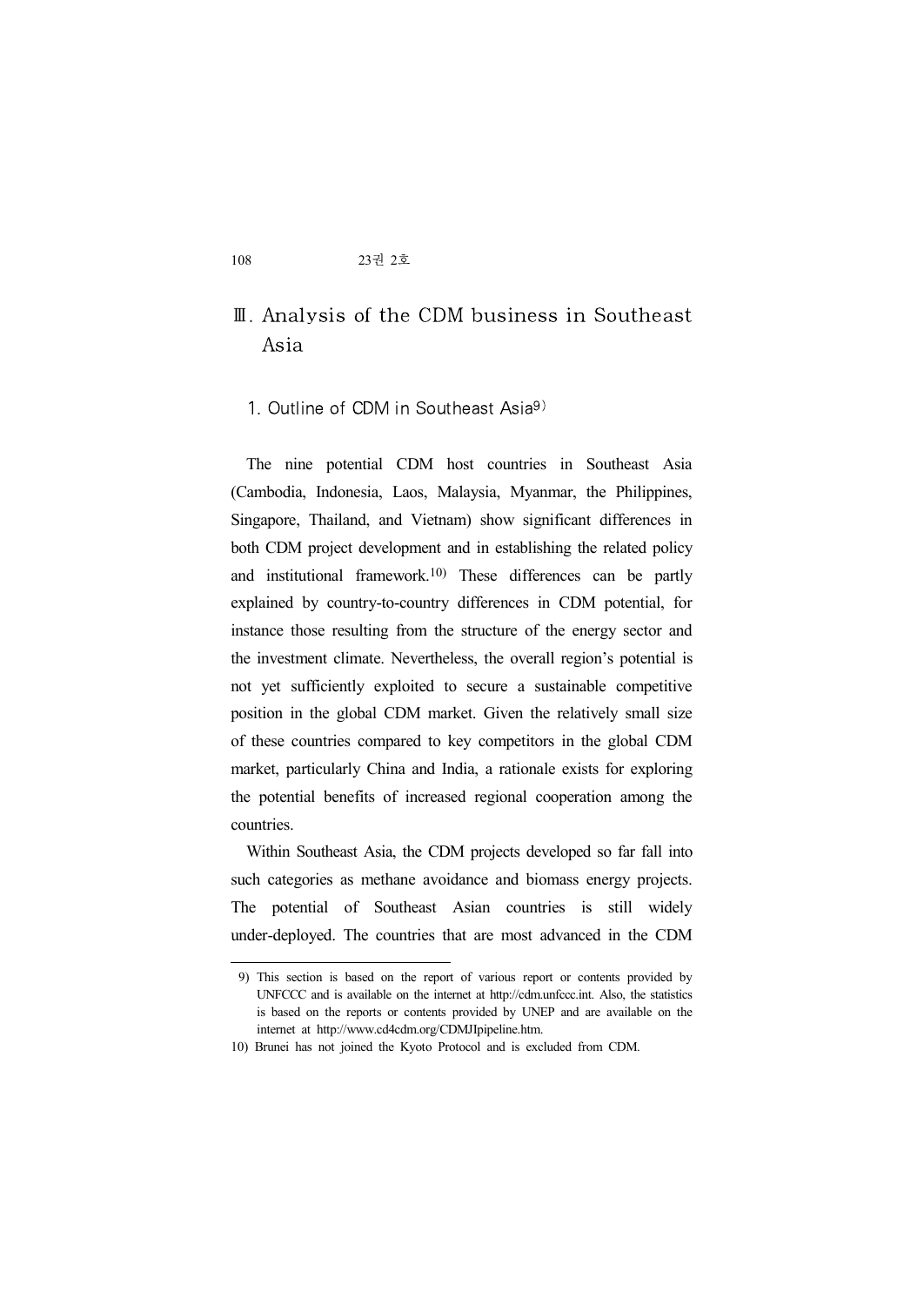## Ⅲ. Analysis of the CDM business in Southeast Asia

### 1. Outline of CDM in Southeast Asia[9)]

The nine potential CDM host countries in Southeast Asia (Cambodia, Indonesia, Laos, Malaysia, Myanmar, the Philippines, Singapore, Thailand, and Vietnam) show significant differences in both CDM project development and in establishing the related policy and institutional framework.[10)] These differences can be partly explained by country-to-country differences in CDM potential, for instance those resulting from the structure of the energy sector and the investment climate. Nevertheless, the overall region's potential is not yet sufficiently exploited to secure a sustainable competitive position in the global CDM market. Given the relatively small size of these countries compared to key competitors in the global CDM market, particularly China and India, a rationale exists for exploring the potential benefits of increased regional cooperation among the countries.

Within Southeast Asia, the CDM projects developed so far fall into such categories as methane avoidance and biomass energy projects. The potential of Southeast Asian countries is still widely under-deployed. The countries that are most advanced in the CDM

---

9) This section is based on the report of various report or contents provided by UNFCCC and is available on the internet at http://cdm.unfccc.int. Also, the statistics is based on the reports or contents provided by UNEP and are available on the internet at http://www.cd4cdm.org/CDMJIpipeline.htm.

10) Brunei has not joined the Kyoto Protocol and is excluded from CDM.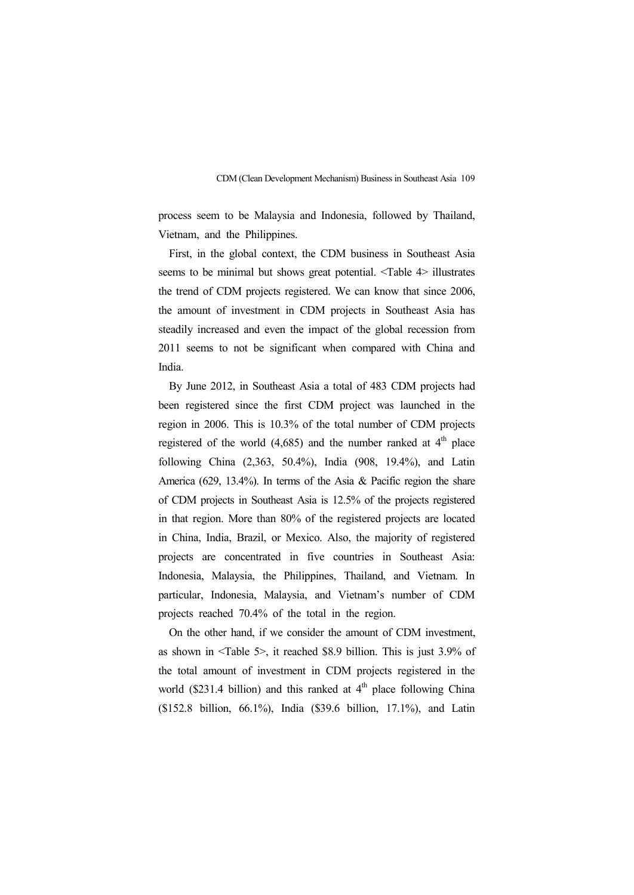process seem to be Malaysia and Indonesia, followed by Thailand, Vietnam, and the Philippines.

First, in the global context, the CDM business in Southeast Asia seems to be minimal but shows great potential. <Table 4> illustrates the trend of CDM projects registered. We can know that since 2006, the amount of investment in CDM projects in Southeast Asia has steadily increased and even the impact of the global recession from 2011 seems to not be significant when compared with China and India.

By June 2012, in Southeast Asia a total of 483 CDM projects had been registered since the first CDM project was launched in the region in 2006. This is 10.3% of the total number of CDM projects registered of the world (4,685) and the number ranked at 4$^{th}$ place following China (2,363, 50.4%), India (908, 19.4%), and Latin America (629, 13.4%). In terms of the Asia & Pacific region the share of CDM projects in Southeast Asia is 12.5% of the projects registered in that region. More than 80% of the registered projects are located in China, India, Brazil, or Mexico. Also, the majority of registered projects are concentrated in five countries in Southeast Asia: Indonesia, Malaysia, the Philippines, Thailand, and Vietnam. In particular, Indonesia, Malaysia, and Vietnam's number of CDM projects reached 70.4% of the total in the region.

On the other hand, if we consider the amount of CDM investment, as shown in <Table 5>, it reached $8.9 billion. This is just 3.9% of the total amount of investment in CDM projects registered in the world ($231.4 billion) and this ranked at 4$^{th}$ place following China ($152.8 billion, 66.1%), India ($39.6 billion, 17.1%), and Latin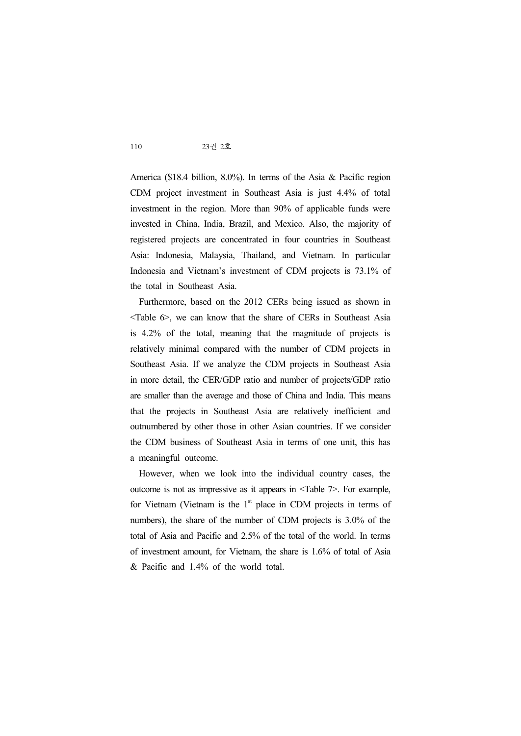America ($18.4 billion, 8.0%). In terms of the Asia & Pacific region CDM project investment in Southeast Asia is just 4.4% of total investment in the region. More than 90% of applicable funds were invested in China, India, Brazil, and Mexico. Also, the majority of registered projects are concentrated in four countries in Southeast Asia: Indonesia, Malaysia, Thailand, and Vietnam. In particular Indonesia and Vietnam's investment of CDM projects is 73.1% of the total in Southeast Asia.

Furthermore, based on the 2012 CERs being issued as shown in <Table 6>, we can know that the share of CERs in Southeast Asia is 4.2% of the total, meaning that the magnitude of projects is relatively minimal compared with the number of CDM projects in Southeast Asia. If we analyze the CDM projects in Southeast Asia in more detail, the CER/GDP ratio and number of projects/GDP ratio are smaller than the average and those of China and India. This means that the projects in Southeast Asia are relatively inefficient and outnumbered by other those in other Asian countries. If we consider the CDM business of Southeast Asia in terms of one unit, this has a meaningful outcome.

However, when we look into the individual country cases, the outcome is not as impressive as it appears in <Table 7>. For example, for Vietnam (Vietnam is the 1st place in CDM projects in terms of numbers), the share of the number of CDM projects is 3.0% of the total of Asia and Pacific and 2.5% of the total of the world. In terms of investment amount, for Vietnam, the share is 1.6% of total of Asia & Pacific and 1.4% of the world total.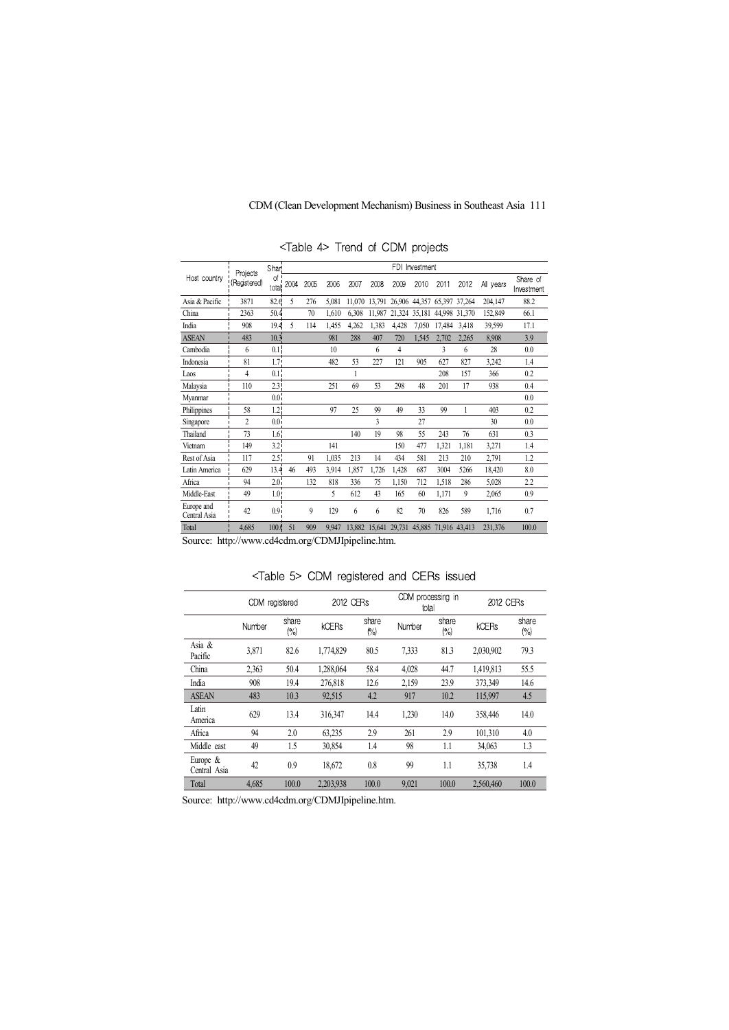<Table 4> Trend of CDM projects

| Host country | Projects (Registered) | Share of total | FDI Investment | | | | | | | | | | |
|---|---|---|---|---|---|---|---|---|---|---|---|---|---|
| | | | 2004 | 2005 | 2006 | 2007 | 2008 | 2009 | 2010 | 2011 | 2012 | All years | Share of Investment |
| Asia & Pacific | 3871 | 82.6 | 5 | 276 | 5,081 | 11,070 | 13,791 | 26,906 | 44,357 | 65,397 | 37,264 | 204,147 | 88.2 |
| China | 2363 | 50.4 | | 70 | 1,610 | 6,308 | 11,987 | 21,324 | 35,181 | 44,998 | 31,370 | 152,849 | 66.1 |
| India | 908 | 19.4 | 5 | 114 | 1,455 | 4,262 | 1,383 | 4,428 | 7,050 | 17,484 | 3,418 | 39,599 | 17.1 |
| ASEAN | 483 | 10.3 | | | 981 | 288 | 407 | 720 | 1,545 | 2,702 | 2,265 | 8,908 | 3.9 |
| Cambodia | 6 | 0.1 | | | 10 | | 6 | 4 | | 3 | 6 | 28 | 0.0 |
| Indonesia | 81 | 1.7 | | | 482 | 53 | 227 | 121 | 905 | 627 | 827 | 3,242 | 1.4 |
| Laos | 4 | 0.1 | | | | 1 | | | | 208 | 157 | 366 | 0.2 |
| Malaysia | 110 | 2.3 | | | 251 | 69 | 53 | 298 | 48 | 201 | 17 | 938 | 0.4 |
| Myanmar | | 0.0 | | | | | | | | | | | 0.0 |
| Philippines | 58 | 1.2 | | | 97 | 25 | 99 | 49 | 33 | 99 | 1 | 403 | 0.2 |
| Singapore | 2 | 0.0 | | | | | 3 | | 27 | | | 30 | 0.0 |
| Thailand | 73 | 1.6 | | | | 140 | 19 | 98 | 55 | 243 | 76 | 631 | 0.3 |
| Vietnam | 149 | 3.2 | | | 141 | | | 150 | 477 | 1,321 | 1,181 | 3,271 | 1.4 |
| Rest of Asia | 117 | 2.5 | | 91 | 1,035 | 213 | 14 | 434 | 581 | 213 | 210 | 2,791 | 1.2 |
| Latin America | 629 | 13.4 | 46 | 493 | 3,914 | 1,857 | 1,726 | 1,428 | 687 | 3004 | 5266 | 18,420 | 8.0 |
| Africa | 94 | 2.0 | | 132 | 818 | 336 | 75 | 1,150 | 712 | 1,518 | 286 | 5,028 | 2.2 |
| Middle-East | 49 | 1.0 | | | 5 | 612 | 43 | 165 | 60 | 1,171 | 9 | 2,065 | 0.9 |
| Europe and Central Asia | 42 | 0.9 | | 9 | 129 | 6 | 6 | 82 | 70 | 826 | 589 | 1,716 | 0.7 |
| Total | 4,685 | 100.0 | 51 | 909 | 9,947 | 13,882 | 15,641 | 29,731 | 45,885 | 71,916 | 43,413 | 231,376 | 100.0 |

Source: http://www.cd4cdm.org/CDMJIpipeline.htm.

<Table 5> CDM registered and CERs issued

| | CDM registered | | 2012 CERs | | CDM processing in total | | 2012 CERs | |
|---|---|---|---|---|---|---|---|---|
| | Number | share (%) | kCERs | share (%) | Number | share (%) | kCERs | share (%) |
| Asia & Pacific | 3,871 | 82.6 | 1,774,829 | 80.5 | 7,333 | 81.3 | 2,030,902 | 79.3 |
| China | 2,363 | 50.4 | 1,288,064 | 58.4 | 4,028 | 44.7 | 1,419,813 | 55.5 |
| India | 908 | 19.4 | 276,818 | 12.6 | 2,159 | 23.9 | 373,349 | 14.6 |
| ASEAN | 483 | 10.3 | 92,515 | 4.2 | 917 | 10.2 | 115,997 | 4.5 |
| Latin America | 629 | 13.4 | 316,347 | 14.4 | 1,230 | 14.0 | 358,446 | 14.0 |
| Africa | 94 | 2.0 | 63,235 | 2.9 | 261 | 2.9 | 101,310 | 4.0 |
| Middle east | 49 | 1.5 | 30,854 | 1.4 | 98 | 1.1 | 34,063 | 1.3 |
| Europe & Central Asia | 42 | 0.9 | 18,672 | 0.8 | 99 | 1.1 | 35,738 | 1.4 |
| Total | 4,685 | 100.0 | 2,203,938 | 100.0 | 9,021 | 100.0 | 2,560,460 | 100.0 |

Source: http://www.cd4cdm.org/CDMJIpipeline.htm.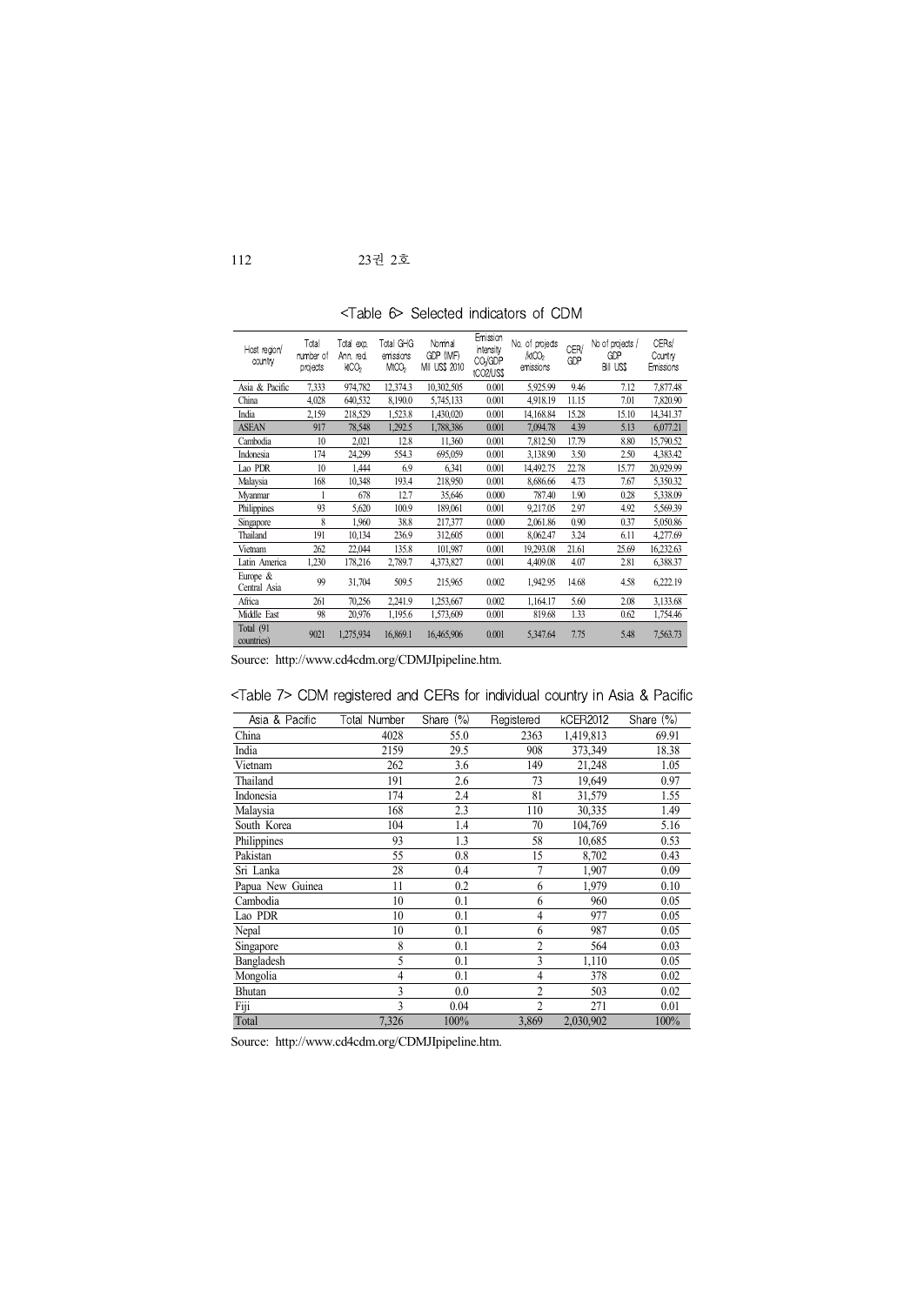<Table 6> Selected indicators of CDM

| Host region/ country | Total number of projects | Total exp. Ann. red. $kCO_2$ | Total GHG emissions $MtCO_2$ | Nominal GDP (IMF) Mil US$ 2010 | Emission intensity $CO_2$/GDP tCO2/US$ | No. of projects /$MtCO_2$ emissions | CER/ GDP | No of projects / GDP Bil US$ | CERs/ Country Emissions |
|---|---|---|---|---|---|---|---|---|---|
| Asia & Pacific | 7,333 | 974,782 | 12,374.3 | 10,302,505 | 0.001 | 5,925.99 | 9.46 | 7.12 | 7,877.48 |
| China | 4,028 | 640,532 | 8,190.0 | 5,745,133 | 0.001 | 4,918.19 | 11.15 | 7.01 | 7,820.90 |
| India | 2,159 | 218,529 | 1,523.8 | 1,430,020 | 0.001 | 14,168.84 | 15.28 | 15.10 | 14,341.37 |
| ASEAN | 917 | 78,548 | 1,292.5 | 1,788,386 | 0.001 | 7,094.78 | 4.39 | 5.13 | 6,077.21 |
| Cambodia | 10 | 2,021 | 12.8 | 11,360 | 0.001 | 7,812.50 | 17.79 | 8.80 | 15,790.52 |
| Indonesia | 174 | 24,299 | 554.3 | 695,059 | 0.001 | 3,138.90 | 3.50 | 2.50 | 4,383.42 |
| Lao PDR | 10 | 1,444 | 6.9 | 6,341 | 0.001 | 14,492.75 | 22.78 | 15.77 | 20,929.99 |
| Malaysia | 168 | 10,348 | 193.4 | 218,950 | 0.001 | 8,686.66 | 4.73 | 7.67 | 5,350.32 |
| Myanmar | 1 | 678 | 12.7 | 35,646 | 0.000 | 787.40 | 1.90 | 0.28 | 5,338.09 |
| Philippines | 93 | 5,620 | 100.9 | 189,061 | 0.001 | 9,217.05 | 2.97 | 4.92 | 5,569.39 |
| Singapore | 8 | 1,960 | 38.8 | 217,377 | 0.000 | 2,061.86 | 0.90 | 0.37 | 5,050.86 |
| Thailand | 191 | 10,134 | 236.9 | 312,605 | 0.001 | 8,062.47 | 3.24 | 6.11 | 4,277.69 |
| Vietnam | 262 | 22,044 | 135.8 | 101,987 | 0.001 | 19,293.08 | 21.61 | 25.69 | 16,232.63 |
| Latin America | 1,230 | 178,216 | 2,789.7 | 4,373,827 | 0.001 | 4,409.08 | 4.07 | 2.81 | 6,388.37 |
| Europe & Central Asia | 99 | 31,704 | 509.5 | 215,965 | 0.002 | 1,942.95 | 14.68 | 4.58 | 6,222.19 |
| Africa | 261 | 70,256 | 2,241.9 | 1,253,667 | 0.002 | 1,164.17 | 5.60 | 2.08 | 3,133.68 |
| Middle East | 98 | 20,976 | 1,195.6 | 1,573,609 | 0.001 | 819.68 | 1.33 | 0.62 | 1,754.46 |
| Total (91 countries) | 9021 | 1,275,934 | 16,869.1 | 16,465,906 | 0.001 | 5,347.64 | 7.75 | 5.48 | 7,563.73 |

Source: http://www.cd4cdm.org/CDMJIpipeline.htm.

<Table 7> CDM registered and CERs for individual country in Asia & Pacific

| Asia & Pacific | Total Number | Share (%) | Registered | kCER2012 | Share (%) |
|---|---|---|---|---|---|
| China | 4028 | 55.0 | 2363 | 1,419,813 | 69.91 |
| India | 2159 | 29.5 | 908 | 373,349 | 18.38 |
| Vietnam | 262 | 3.6 | 149 | 21,248 | 1.05 |
| Thailand | 191 | 2.6 | 73 | 19,649 | 0.97 |
| Indonesia | 174 | 2.4 | 81 | 31,579 | 1.55 |
| Malaysia | 168 | 2.3 | 110 | 30,335 | 1.49 |
| South Korea | 104 | 1.4 | 70 | 104,769 | 5.16 |
| Philippines | 93 | 1.3 | 58 | 10,685 | 0.53 |
| Pakistan | 55 | 0.8 | 15 | 8,702 | 0.43 |
| Sri Lanka | 28 | 0.4 | 7 | 1,907 | 0.09 |
| Papua New Guinea | 11 | 0.2 | 6 | 1,979 | 0.10 |
| Cambodia | 10 | 0.1 | 6 | 960 | 0.05 |
| Lao PDR | 10 | 0.1 | 4 | 977 | 0.05 |
| Nepal | 10 | 0.1 | 6 | 987 | 0.05 |
| Singapore | 8 | 0.1 | 2 | 564 | 0.03 |
| Bangladesh | 5 | 0.1 | 3 | 1,110 | 0.05 |
| Mongolia | 4 | 0.1 | 4 | 378 | 0.02 |
| Bhutan | 3 | 0.0 | 2 | 503 | 0.02 |
| Fiji | 3 | 0.04 | 2 | 271 | 0.01 |
| Total | 7,326 | 100% | 3,869 | 2,030,902 | 100% |

Source: http://www.cd4cdm.org/CDMJIpipeline.htm.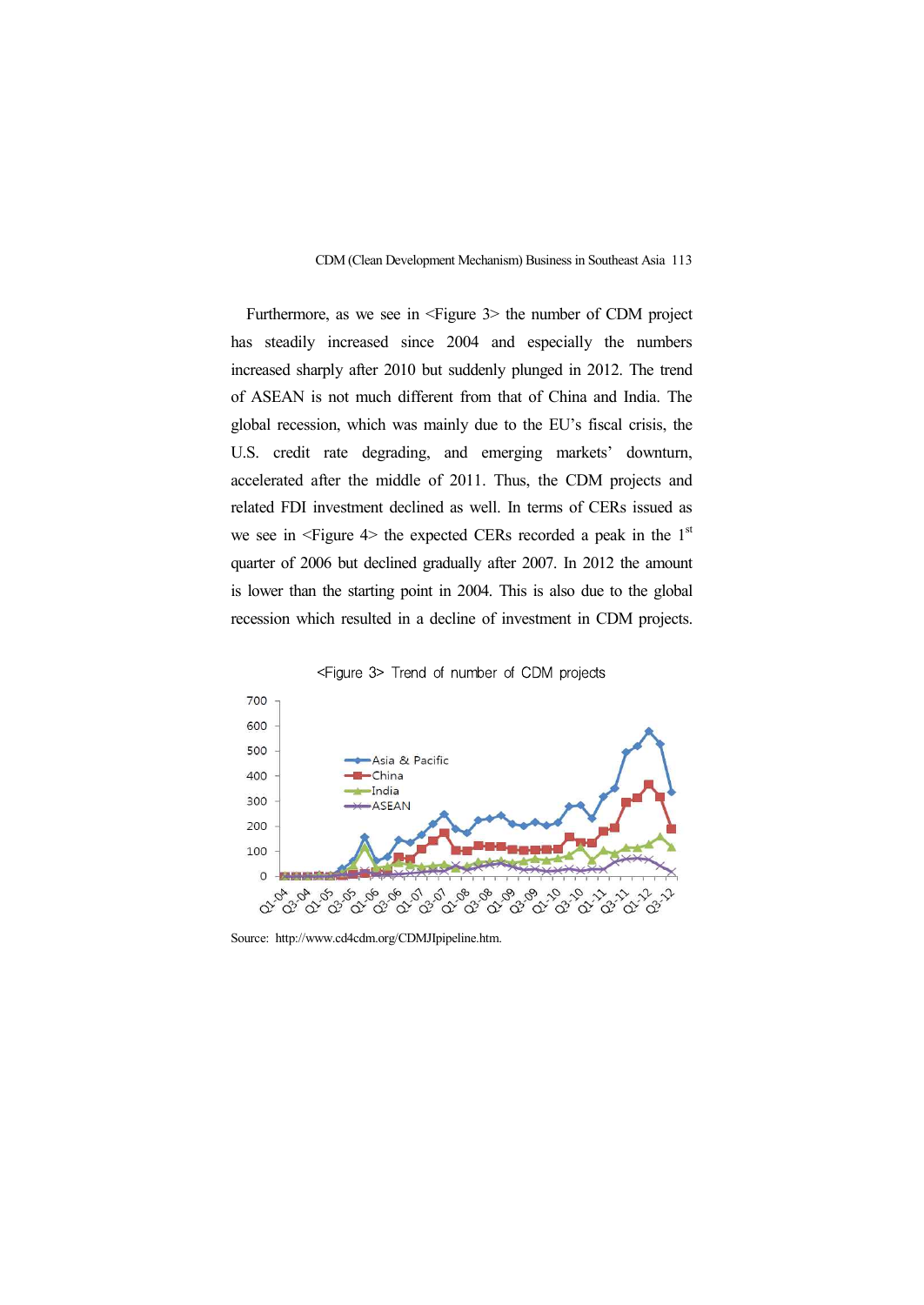Furthermore, as we see in <Figure 3> the number of CDM project has steadily increased since 2004 and especially the numbers increased sharply after 2010 but suddenly plunged in 2012. The trend of ASEAN is not much different from that of China and India. The global recession, which was mainly due to the EU's fiscal crisis, the U.S. credit rate degrading, and emerging markets' downturn, accelerated after the middle of 2011. Thus, the CDM projects and related FDI investment declined as well. In terms of CERs issued as we see in <Figure 4> the expected CERs recorded a peak in the 1st quarter of 2006 but declined gradually after 2007. In 2012 the amount is lower than the starting point in 2004. This is also due to the global recession which resulted in a decline of investment in CDM projects.

<Figure 3> Trend of number of CDM projects

Source: http://www.cd4cdm.org/CDMJIpipeline.htm.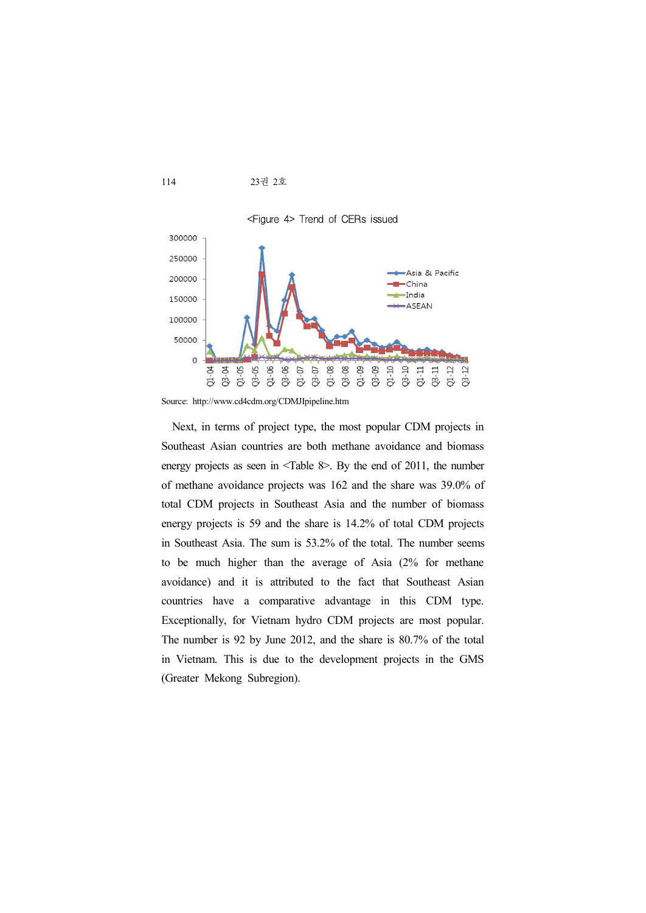<Figure 4> Trend of CERs issued

Source: http://www.cd4cdm.org/CDMJIpipeline.htm

Next, in terms of project type, the most popular CDM projects in Southeast Asian countries are both methane avoidance and biomass energy projects as seen in <Table 8>. By the end of 2011, the number of methane avoidance projects was 162 and the share was 39.0% of total CDM projects in Southeast Asia and the number of biomass energy projects is 59 and the share is 14.2% of total CDM projects in Southeast Asia. The sum is 53.2% of the total. The number seems to be much higher than the average of Asia (2% for methane avoidance) and it is attributed to the fact that Southeast Asian countries have a comparative advantage in this CDM type. Exceptionally, for Vietnam hydro CDM projects are most popular. The number is 92 by June 2012, and the share is 80.7% of the total in Vietnam. This is due to the development projects in the GMS (Greater Mekong Subregion).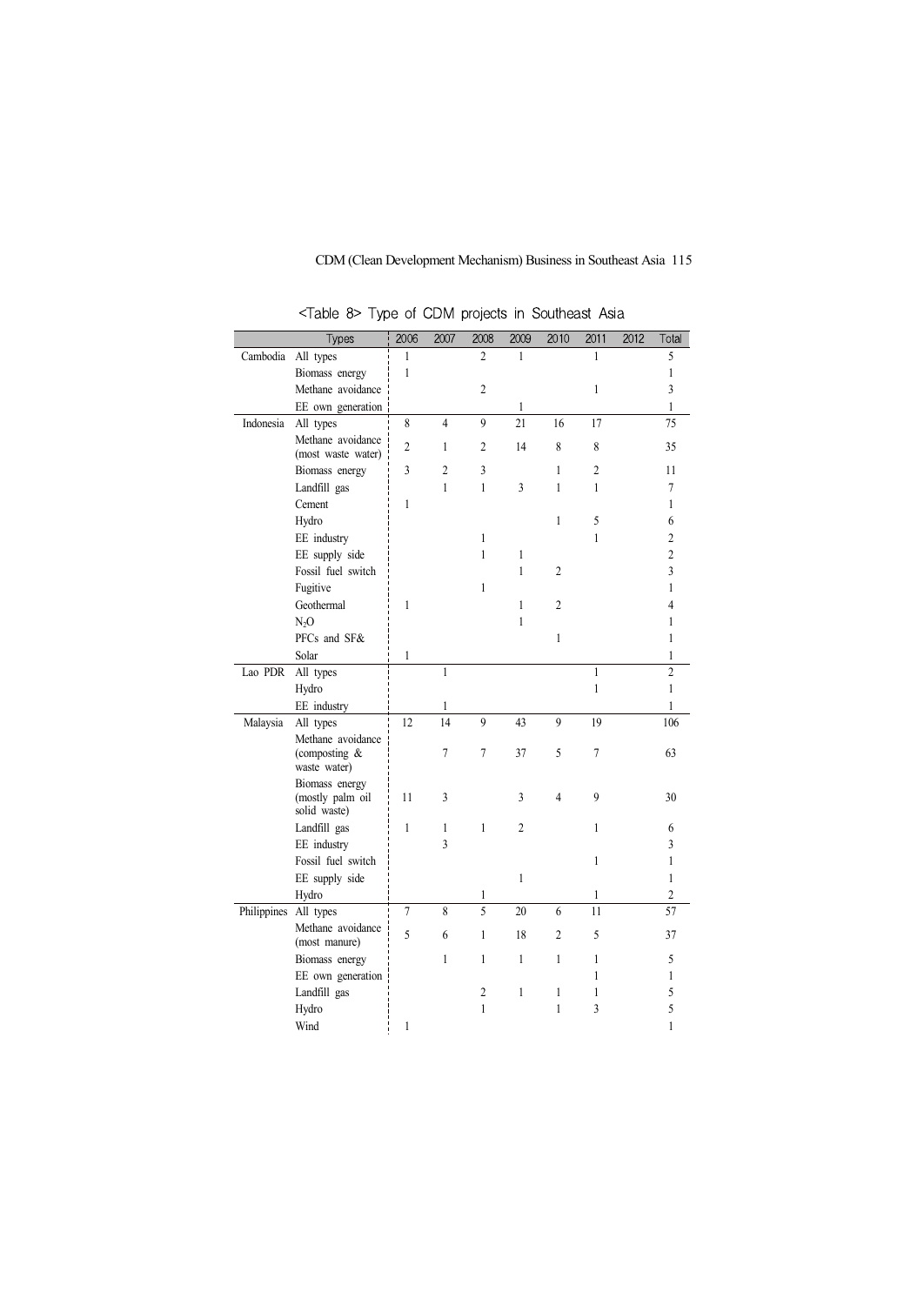<Table 8> Type of CDM projects in Southeast Asia

| | Types | 2006 | 2007 | 2008 | 2009 | 2010 | 2011 | 2012 | Total |
|---|---|---|---|---|---|---|---|---|---|
| Cambodia | All types | 1 | | 2 | 1 | | 1 | | 5 |
| | Biomass energy | 1 | | | | | | | 1 |
| | Methane avoidance | | | 2 | | | 1 | | 3 |
| | EE own generation | | | | 1 | | | | 1 |
| Indonesia | All types | 8 | 4 | 9 | 21 | 16 | 17 | | 75 |
| | Methane avoidance (most waste water) | 2 | 1 | 2 | 14 | 8 | 8 | | 35 |
| | Biomass energy | 3 | 2 | 3 | | 1 | 2 | | 11 |
| | Landfill gas | | 1 | 1 | 3 | 1 | 1 | | 7 |
| | Cement | 1 | | | | | | | 1 |
| | Hydro | | | | | 1 | 5 | | 6 |
| | EE industry | | | 1 | | | 1 | | 2 |
| | EE supply side | | | 1 | 1 | | | | 2 |
| | Fossil fuel switch | | | | 1 | 2 | | | 3 |
| | Fugitive | | | 1 | | | | | 1 |
| | Geothermal | 1 | | | 1 | 2 | | | 4 |
| | $N_2O$ | | | | 1 | | | | 1 |
| | PFCs and SF& | | | | | 1 | | | 1 |
| | Solar | 1 | | | | | | | 1 |
| Lao PDR | All types | | 1 | | | | 1 | | 2 |
| | Hydro | | | | | | 1 | | 1 |
| | EE industry | | 1 | | | | | | 1 |
| Malaysia | All types | 12 | 14 | 9 | 43 | 9 | 19 | | 106 |
| | Methane avoidance (composting & waste water) | | 7 | 7 | 37 | 5 | 7 | | 63 |
| | Biomass energy (mostly palm oil solid waste) | 11 | 3 | | 3 | 4 | 9 | | 30 |
| | Landfill gas | 1 | 1 | 1 | 2 | | 1 | | 6 |
| | EE industry | | 3 | | | | | | 3 |
| | Fossil fuel switch | | | | | | 1 | | 1 |
| | EE supply side | | | | 1 | | | | 1 |
| | Hydro | | | 1 | | | 1 | | 2 |
| Philippines | All types | 7 | 8 | 5 | 20 | 6 | 11 | | 57 |
| | Methane avoidance (most manure) | 5 | 6 | 1 | 18 | 2 | 5 | | 37 |
| | Biomass energy | | 1 | 1 | 1 | 1 | 1 | | 5 |
| | EE own generation | | | | | | 1 | | 1 |
| | Landfill gas | | | 2 | 1 | 1 | 1 | | 5 |
| | Hydro | | | 1 | | 1 | 3 | | 5 |
| | Wind | 1 | | | | | | | 1 |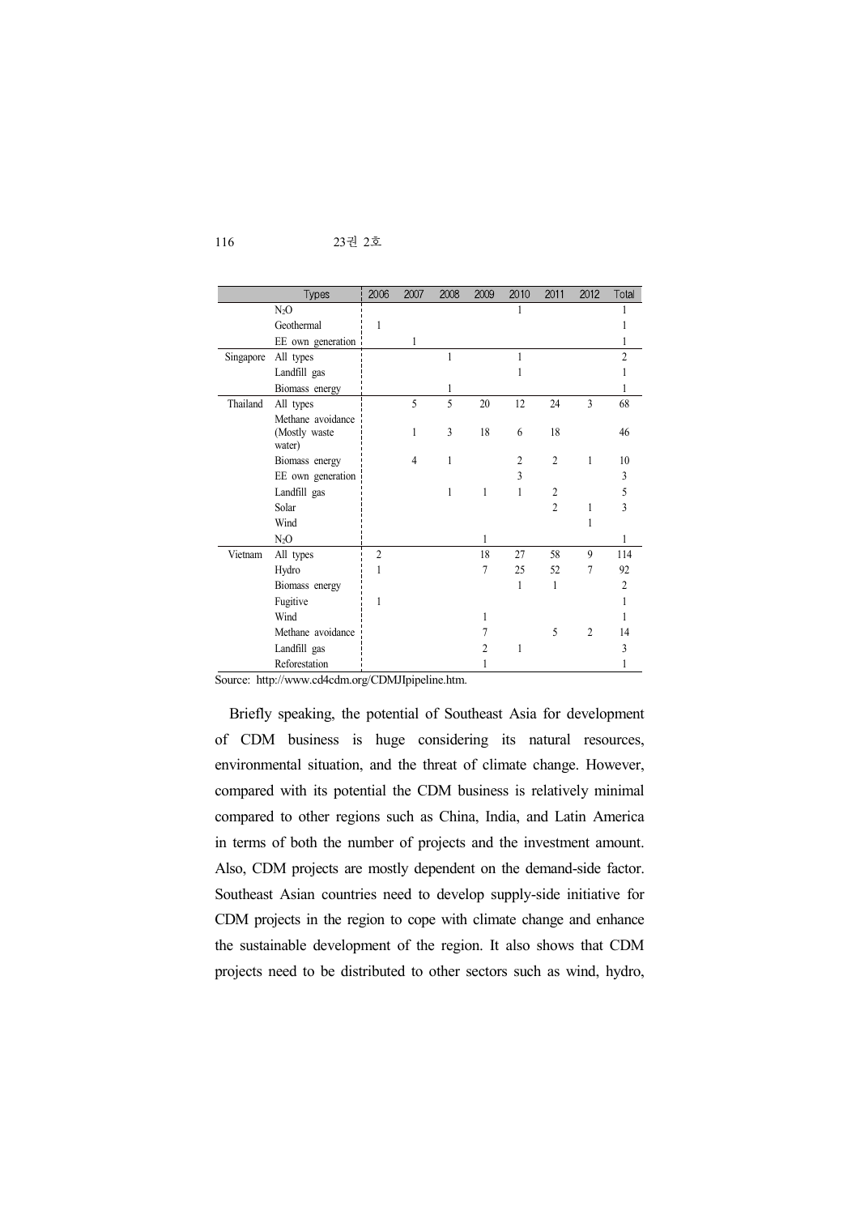|  | Types | 2006 | 2007 | 2008 | 2009 | 2010 | 2011 | 2012 | Total |
|---|---|---|---|---|---|---|---|---|---|
|  | $N_2O$ |  |  |  |  | 1 |  |  | 1 |
|  | Geothermal | 1 |  |  |  |  |  |  | 1 |
|  | EE own generation |  | 1 |  |  |  |  |  | 1 |
| Singapore | All types |  |  | 1 |  | 1 |  |  | 2 |
|  | Landfill gas |  |  |  |  | 1 |  |  | 1 |
|  | Biomass energy |  |  | 1 |  |  |  |  | 1 |
| Thailand | All types |  | 5 | 5 | 20 | 12 | 24 | 3 | 68 |
|  | Methane avoidance (Mostly waste water) |  | 1 | 3 | 18 | 6 | 18 |  | 46 |
|  | Biomass energy |  | 4 | 1 |  | 2 | 2 | 1 | 10 |
|  | EE own generation |  |  |  |  | 3 |  |  | 3 |
|  | Landfill gas |  |  | 1 | 1 | 1 | 2 |  | 5 |
|  | Solar |  |  |  |  |  | 2 | 1 | 3 |
|  | Wind |  |  |  |  |  |  | 1 |  |
|  | $N_2O$ |  |  |  | 1 |  |  |  | 1 |
| Vietnam | All types | 2 |  |  | 18 | 27 | 58 | 9 | 114 |
|  | Hydro | 1 |  |  | 7 | 25 | 52 | 7 | 92 |
|  | Biomass energy |  |  |  |  | 1 | 1 |  | 2 |
|  | Fugitive | 1 |  |  |  |  |  |  | 1 |
|  | Wind |  |  |  | 1 |  |  |  | 1 |
|  | Methane avoidance |  |  |  | 7 |  | 5 | 2 | 14 |
|  | Landfill gas |  |  |  | 2 | 1 |  |  | 3 |
|  | Reforestation |  |  |  | 1 |  |  |  | 1 |

Source: http://www.cd4cdm.org/CDMJIpipeline.htm.

Briefly speaking, the potential of Southeast Asia for development of CDM business is huge considering its natural resources, environmental situation, and the threat of climate change. However, compared with its potential the CDM business is relatively minimal compared to other regions such as China, India, and Latin America in terms of both the number of projects and the investment amount. Also, CDM projects are mostly dependent on the demand-side factor. Southeast Asian countries need to develop supply-side initiative for CDM projects in the region to cope with climate change and enhance the sustainable development of the region. It also shows that CDM projects need to be distributed to other sectors such as wind, hydro,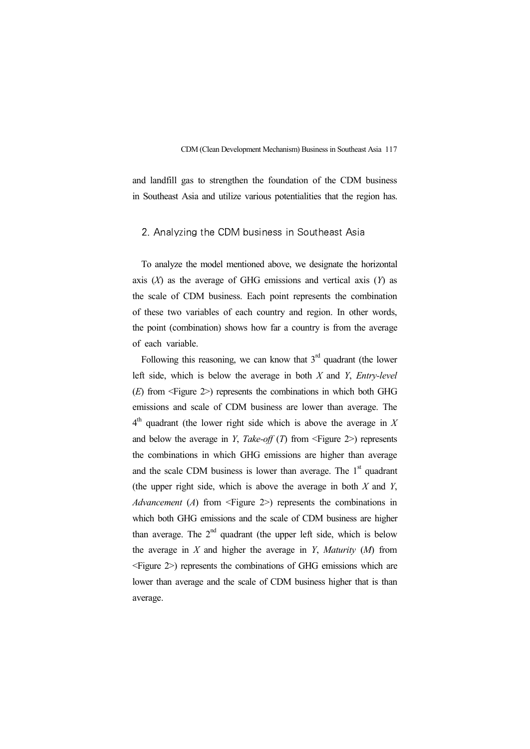and landfill gas to strengthen the foundation of the CDM business in Southeast Asia and utilize various potentialities that the region has.

## 2. Analyzing the CDM business in Southeast Asia

To analyze the model mentioned above, we designate the horizontal axis (*X*) as the average of GHG emissions and vertical axis (*Y*) as the scale of CDM business. Each point represents the combination of these two variables of each country and region. In other words, the point (combination) shows how far a country is from the average of each variable.

Following this reasoning, we can know that 3rd quadrant (the lower left side, which is below the average in both *X* and *Y*, *Entry-level* (*E*) from <Figure 2>) represents the combinations in which both GHG emissions and scale of CDM business are lower than average. The 4th quadrant (the lower right side which is above the average in *X* and below the average in *Y*, *Take-off* (*T*) from <Figure 2>) represents the combinations in which GHG emissions are higher than average and the scale CDM business is lower than average. The 1st quadrant (the upper right side, which is above the average in both *X* and *Y*, *Advancement* (*A*) from <Figure 2>) represents the combinations in which both GHG emissions and the scale of CDM business are higher than average. The 2nd quadrant (the upper left side, which is below the average in *X* and higher the average in *Y*, *Maturity* (*M*) from <Figure 2>) represents the combinations of GHG emissions which are lower than average and the scale of CDM business higher that is than average.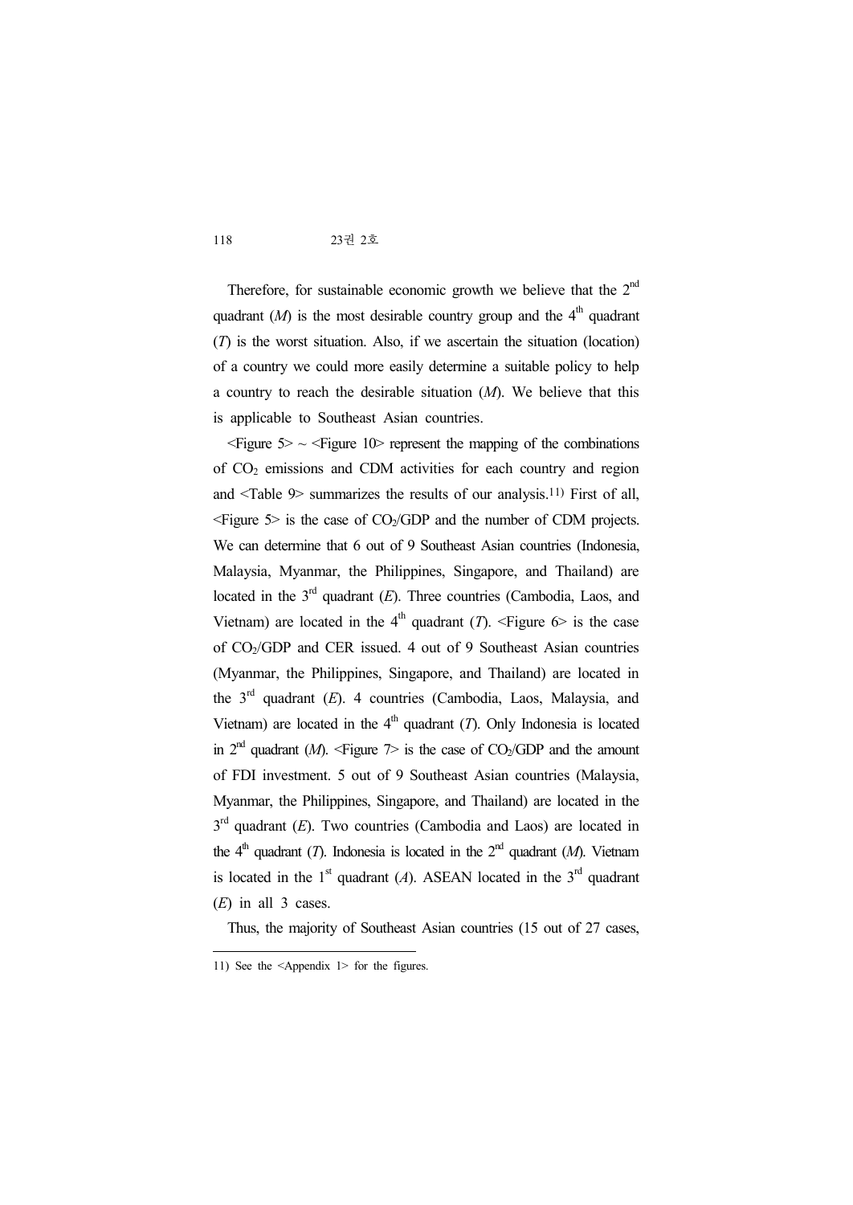Therefore, for sustainable economic growth we believe that the 2nd quadrant (*M*) is the most desirable country group and the 4th quadrant (*T*) is the worst situation. Also, if we ascertain the situation (location) of a country we could more easily determine a suitable policy to help a country to reach the desirable situation (*M*). We believe that this is applicable to Southeast Asian countries.

<Figure 5> ~ <Figure 10> represent the mapping of the combinations of $CO_2$ emissions and CDM activities for each country and region and <Table 9> summarizes the results of our analysis.[11] First of all, <Figure 5> is the case of $CO_2$/GDP and the number of CDM projects. We can determine that 6 out of 9 Southeast Asian countries (Indonesia, Malaysia, Myanmar, the Philippines, Singapore, and Thailand) are located in the 3rd quadrant (*E*). Three countries (Cambodia, Laos, and Vietnam) are located in the 4th quadrant (*T*). <Figure 6> is the case of $CO_2$/GDP and CER issued. 4 out of 9 Southeast Asian countries (Myanmar, the Philippines, Singapore, and Thailand) are located in the 3rd quadrant (*E*). 4 countries (Cambodia, Laos, Malaysia, and Vietnam) are located in the 4th quadrant (*T*). Only Indonesia is located in 2nd quadrant (*M*). <Figure 7> is the case of $CO_2$/GDP and the amount of FDI investment. 5 out of 9 Southeast Asian countries (Malaysia, Myanmar, the Philippines, Singapore, and Thailand) are located in the 3rd quadrant (*E*). Two countries (Cambodia and Laos) are located in the 4th quadrant (*T*). Indonesia is located in the 2nd quadrant (*M*). Vietnam is located in the 1st quadrant (*A*). ASEAN located in the 3rd quadrant (*E*) in all 3 cases.

Thus, the majority of Southeast Asian countries (15 out of 27 cases,

---

11) See the <Appendix 1> for the figures.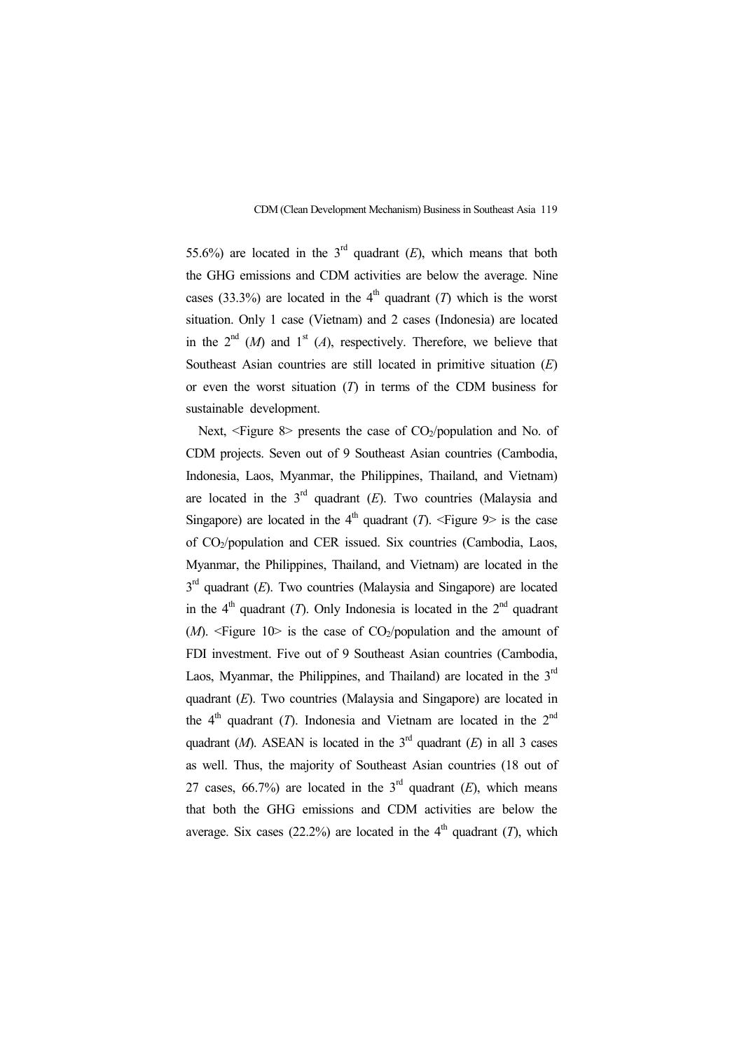55.6%) are located in the 3rd quadrant (*E*), which means that both the GHG emissions and CDM activities are below the average. Nine cases (33.3%) are located in the 4th quadrant (*T*) which is the worst situation. Only 1 case (Vietnam) and 2 cases (Indonesia) are located in the 2nd (*M*) and 1st (*A*), respectively. Therefore, we believe that Southeast Asian countries are still located in primitive situation (*E*) or even the worst situation (*T*) in terms of the CDM business for sustainable development.

Next, <Figure 8> presents the case of $CO_2$/population and No. of CDM projects. Seven out of 9 Southeast Asian countries (Cambodia, Indonesia, Laos, Myanmar, the Philippines, Thailand, and Vietnam) are located in the 3rd quadrant (*E*). Two countries (Malaysia and Singapore) are located in the 4th quadrant (*T*). <Figure 9> is the case of $CO_2$/population and CER issued. Six countries (Cambodia, Laos, Myanmar, the Philippines, Thailand, and Vietnam) are located in the 3rd quadrant (*E*). Two countries (Malaysia and Singapore) are located in the 4th quadrant (*T*). Only Indonesia is located in the 2nd quadrant (*M*). <Figure 10> is the case of $CO_2$/population and the amount of FDI investment. Five out of 9 Southeast Asian countries (Cambodia, Laos, Myanmar, the Philippines, and Thailand) are located in the 3rd quadrant (*E*). Two countries (Malaysia and Singapore) are located in the 4th quadrant (*T*). Indonesia and Vietnam are located in the 2nd quadrant (*M*). ASEAN is located in the 3rd quadrant (*E*) in all 3 cases as well. Thus, the majority of Southeast Asian countries (18 out of 27 cases, 66.7%) are located in the 3rd quadrant (*E*), which means that both the GHG emissions and CDM activities are below the average. Six cases (22.2%) are located in the 4th quadrant (*T*), which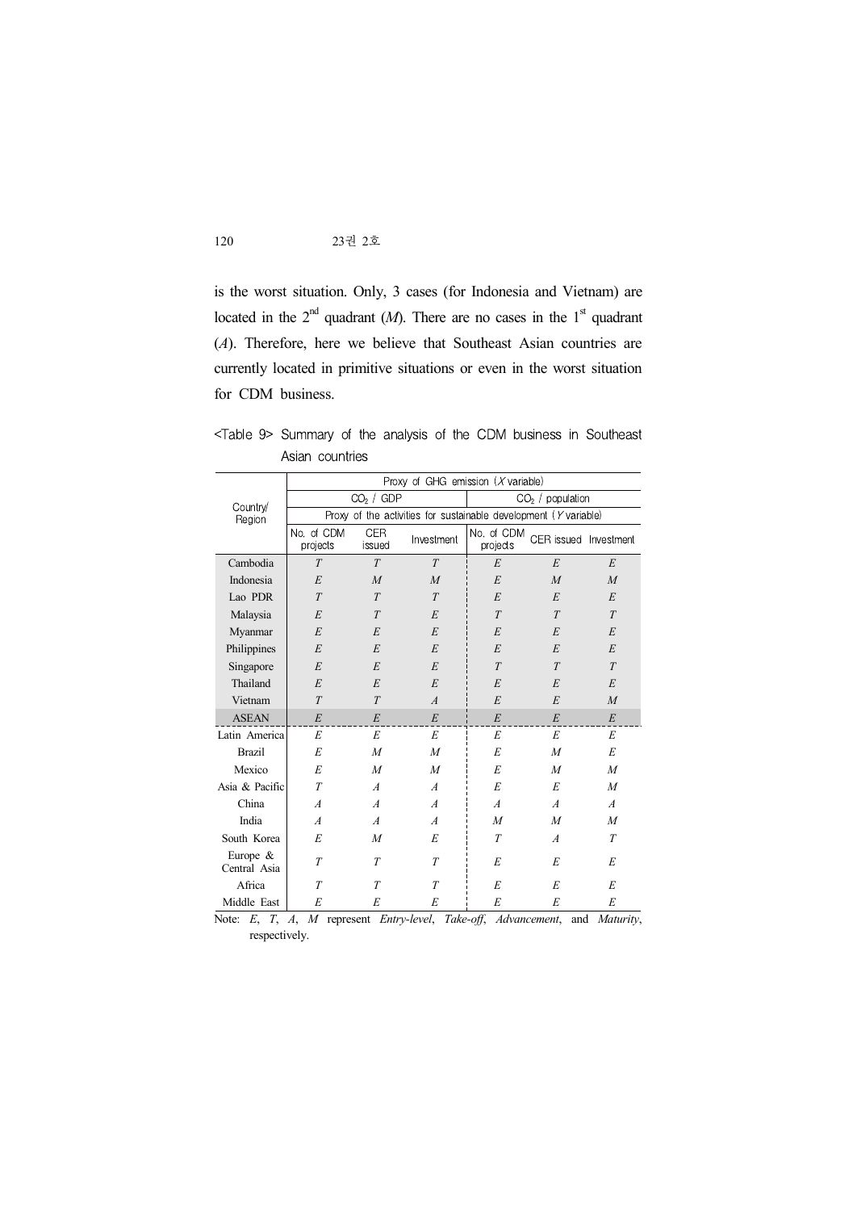is the worst situation. Only, 3 cases (for Indonesia and Vietnam) are located in the 2[nd] quadrant (*M*). There are no cases in the 1[st] quadrant (*A*). Therefore, here we believe that Southeast Asian countries are currently located in primitive situations or even in the worst situation for CDM business.

<Table 9> Summary of the analysis of the CDM business in Southeast Asian countries

| Country/ Region | Proxy of GHG emission (*X* variable) | | | | | |
|---|---|---|---|---|---|---|
| | $CO_2$ / GDP | | | $CO_2$ / population | | |
| | Proxy of the activities for sustainable development (*Y* variable) | | | | | |
| | No. of CDM projects | CER issued | Investment | No. of CDM projects | CER issued | Investment |
| Cambodia | *T* | *T* | *T* | *E* | *E* | *E* |
| Indonesia | *E* | *M* | *M* | *E* | *M* | *M* |
| Lao PDR | *T* | *T* | *T* | *E* | *E* | *E* |
| Malaysia | *E* | *T* | *E* | *T* | *T* | *T* |
| Myanmar | *E* | *E* | *E* | *E* | *E* | *E* |
| Philippines | *E* | *E* | *E* | *E* | *E* | *E* |
| Singapore | *E* | *E* | *E* | *T* | *T* | *T* |
| Thailand | *E* | *E* | *E* | *E* | *E* | *E* |
| Vietnam | *T* | *T* | *A* | *E* | *E* | *M* |
| ASEAN | *E* | *E* | *E* | *E* | *E* | *E* |
| Latin America | *E* | *E* | *E* | *E* | *E* | *E* |
| Brazil | *E* | *M* | *M* | *E* | *M* | *E* |
| Mexico | *E* | *M* | *M* | *E* | *M* | *M* |
| Asia & Pacific | *T* | *A* | *A* | *E* | *E* | *M* |
| China | *A* | *A* | *A* | *A* | *A* | *A* |
| India | *A* | *A* | *A* | *M* | *M* | *M* |
| South Korea | *E* | *M* | *E* | *T* | *A* | *T* |
| Europe & Central Asia | *T* | *T* | *T* | *E* | *E* | *E* |
| Africa | *T* | *T* | *T* | *E* | *E* | *E* |
| Middle East | *E* | *E* | *E* | *E* | *E* | *E* |

Note: *E*, *T*, *A*, *M* represent *Entry-level*, *Take-off*, *Advancement*, and *Maturity*, respectively.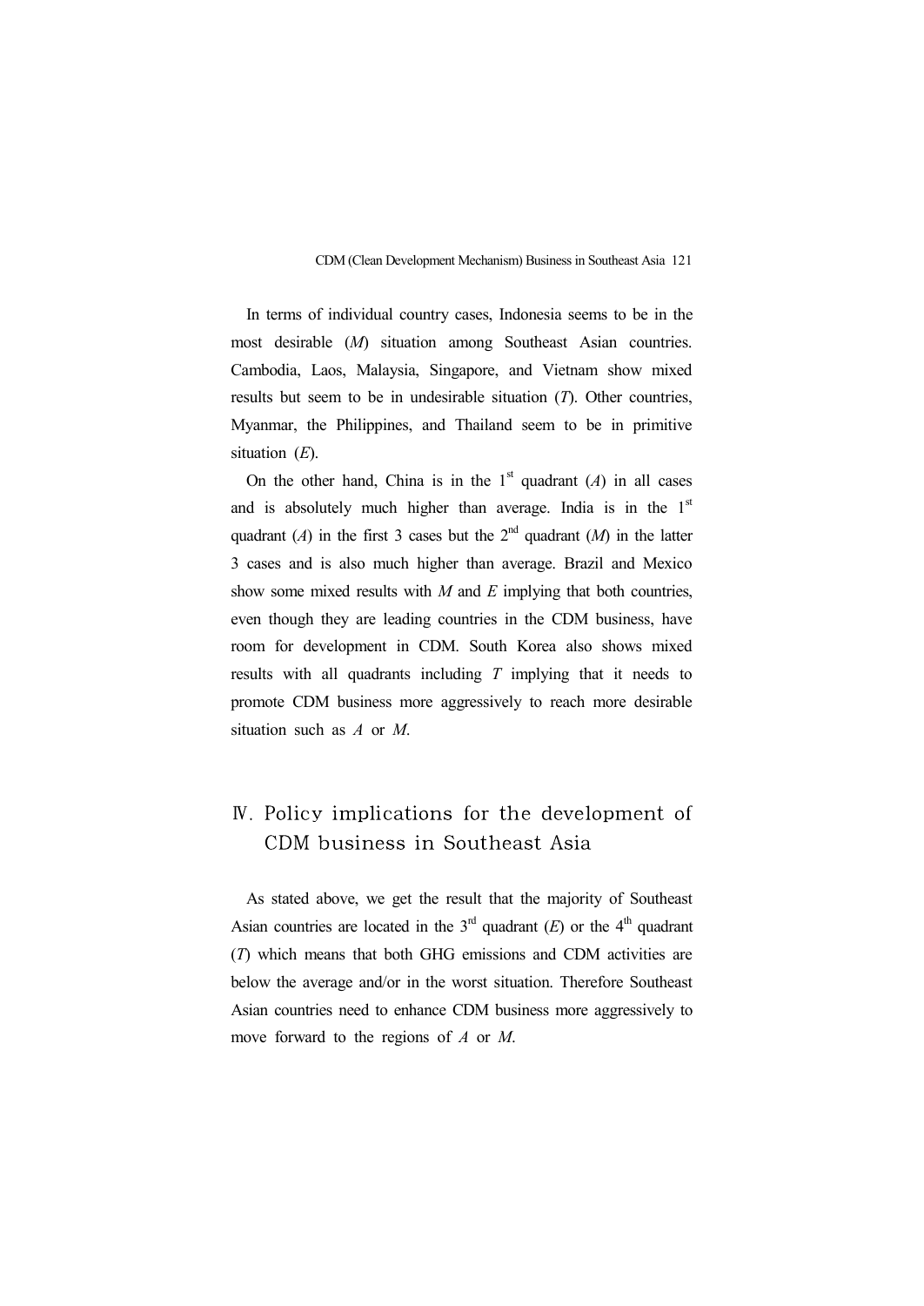In terms of individual country cases, Indonesia seems to be in the most desirable (*M*) situation among Southeast Asian countries. Cambodia, Laos, Malaysia, Singapore, and Vietnam show mixed results but seem to be in undesirable situation (*T*). Other countries, Myanmar, the Philippines, and Thailand seem to be in primitive situation (*E*).

On the other hand, China is in the 1st quadrant (*A*) in all cases and is absolutely much higher than average. India is in the 1st quadrant (*A*) in the first 3 cases but the 2nd quadrant (*M*) in the latter 3 cases and is also much higher than average. Brazil and Mexico show some mixed results with *M* and *E* implying that both countries, even though they are leading countries in the CDM business, have room for development in CDM. South Korea also shows mixed results with all quadrants including *T* implying that it needs to promote CDM business more aggressively to reach more desirable situation such as *A* or *M*.

## Ⅳ. Policy implications for the development of CDM business in Southeast Asia

As stated above, we get the result that the majority of Southeast Asian countries are located in the 3rd quadrant (*E*) or the 4th quadrant (*T*) which means that both GHG emissions and CDM activities are below the average and/or in the worst situation. Therefore Southeast Asian countries need to enhance CDM business more aggressively to move forward to the regions of *A* or *M*.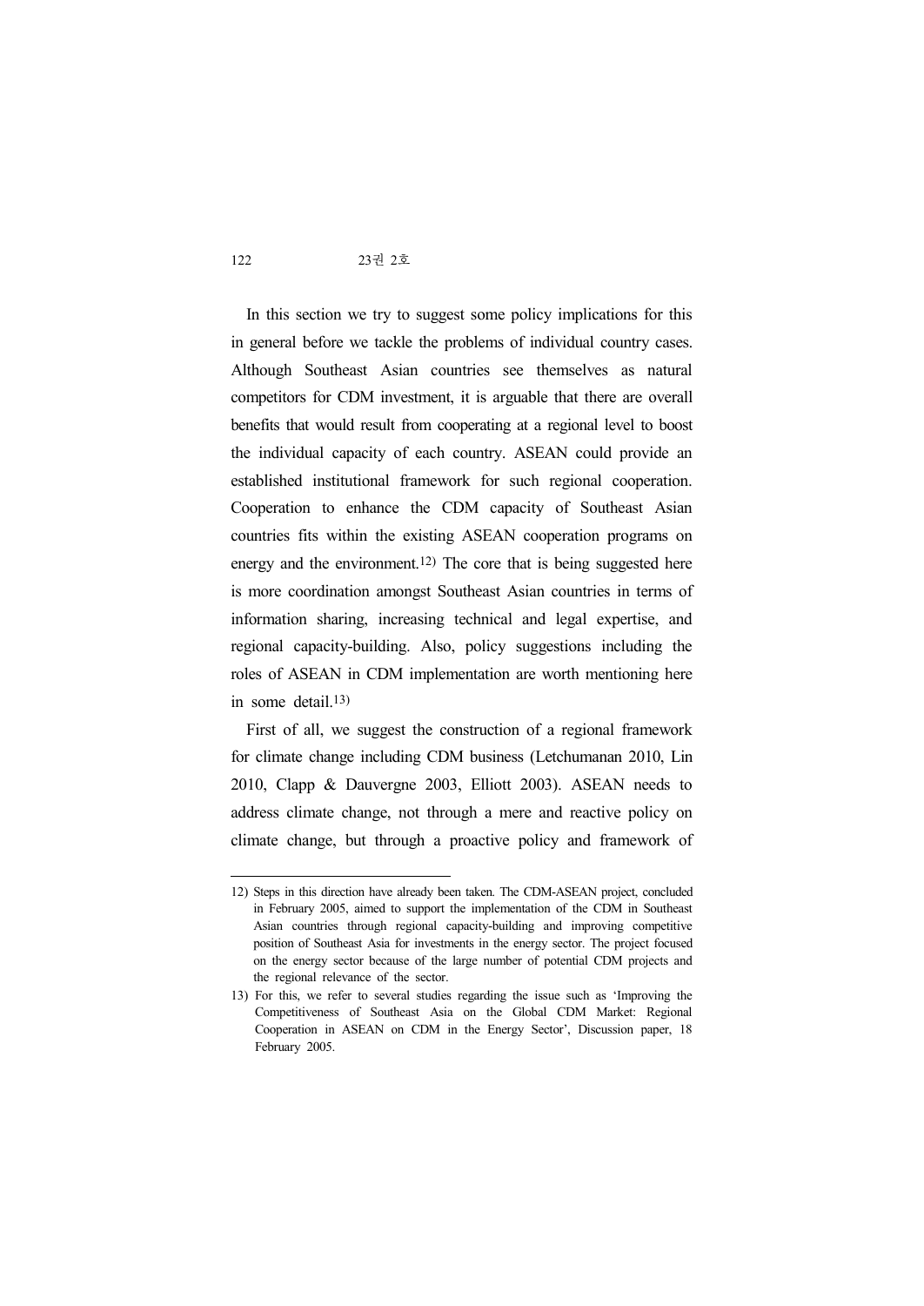In this section we try to suggest some policy implications for this in general before we tackle the problems of individual country cases. Although Southeast Asian countries see themselves as natural competitors for CDM investment, it is arguable that there are overall benefits that would result from cooperating at a regional level to boost the individual capacity of each country. ASEAN could provide an established institutional framework for such regional cooperation. Cooperation to enhance the CDM capacity of Southeast Asian countries fits within the existing ASEAN cooperation programs on energy and the environment.[12] The core that is being suggested here is more coordination amongst Southeast Asian countries in terms of information sharing, increasing technical and legal expertise, and regional capacity-building. Also, policy suggestions including the roles of ASEAN in CDM implementation are worth mentioning here in some detail.[13]

First of all, we suggest the construction of a regional framework for climate change including CDM business (Letchumanan 2010, Lin 2010, Clapp & Dauvergne 2003, Elliott 2003). ASEAN needs to address climate change, not through a mere and reactive policy on climate change, but through a proactive policy and framework of

---

12) Steps in this direction have already been taken. The CDM-ASEAN project, concluded in February 2005, aimed to support the implementation of the CDM in Southeast Asian countries through regional capacity-building and improving competitive position of Southeast Asia for investments in the energy sector. The project focused on the energy sector because of the large number of potential CDM projects and the regional relevance of the sector.

13) For this, we refer to several studies regarding the issue such as 'Improving the Competitiveness of Southeast Asia on the Global CDM Market: Regional Cooperation in ASEAN on CDM in the Energy Sector', Discussion paper, 18 February 2005.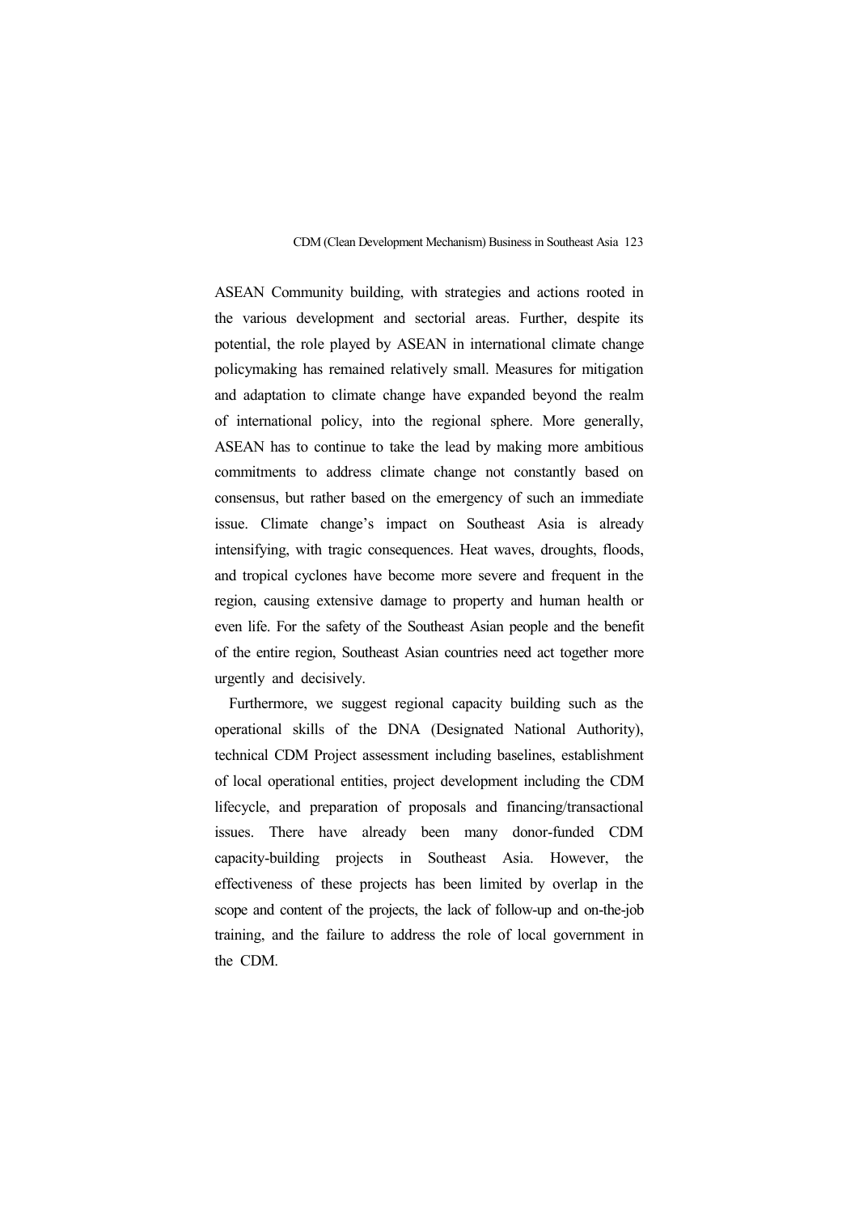ASEAN Community building, with strategies and actions rooted in the various development and sectorial areas. Further, despite its potential, the role played by ASEAN in international climate change policymaking has remained relatively small. Measures for mitigation and adaptation to climate change have expanded beyond the realm of international policy, into the regional sphere. More generally, ASEAN has to continue to take the lead by making more ambitious commitments to address climate change not constantly based on consensus, but rather based on the emergency of such an immediate issue. Climate change's impact on Southeast Asia is already intensifying, with tragic consequences. Heat waves, droughts, floods, and tropical cyclones have become more severe and frequent in the region, causing extensive damage to property and human health or even life. For the safety of the Southeast Asian people and the benefit of the entire region, Southeast Asian countries need act together more urgently and decisively.

Furthermore, we suggest regional capacity building such as the operational skills of the DNA (Designated National Authority), technical CDM Project assessment including baselines, establishment of local operational entities, project development including the CDM lifecycle, and preparation of proposals and financing/transactional issues. There have already been many donor-funded CDM capacity-building projects in Southeast Asia. However, the effectiveness of these projects has been limited by overlap in the scope and content of the projects, the lack of follow-up and on-the-job training, and the failure to address the role of local government in the CDM.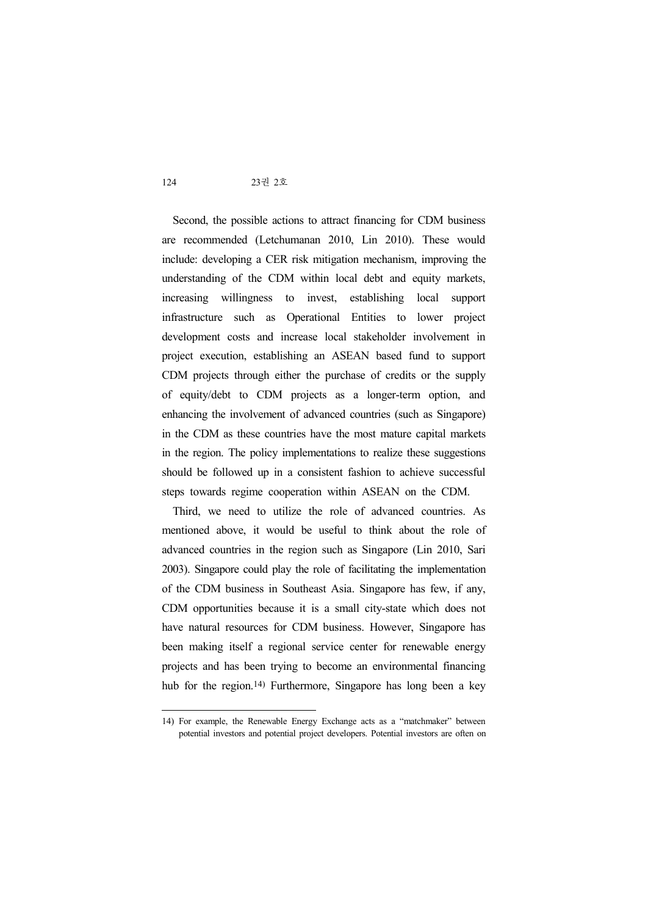Second, the possible actions to attract financing for CDM business are recommended (Letchumanan 2010, Lin 2010). These would include: developing a CER risk mitigation mechanism, improving the understanding of the CDM within local debt and equity markets, increasing willingness to invest, establishing local support infrastructure such as Operational Entities to lower project development costs and increase local stakeholder involvement in project execution, establishing an ASEAN based fund to support CDM projects through either the purchase of credits or the supply of equity/debt to CDM projects as a longer-term option, and enhancing the involvement of advanced countries (such as Singapore) in the CDM as these countries have the most mature capital markets in the region. The policy implementations to realize these suggestions should be followed up in a consistent fashion to achieve successful steps towards regime cooperation within ASEAN on the CDM.

Third, we need to utilize the role of advanced countries. As mentioned above, it would be useful to think about the role of advanced countries in the region such as Singapore (Lin 2010, Sari 2003). Singapore could play the role of facilitating the implementation of the CDM business in Southeast Asia. Singapore has few, if any, CDM opportunities because it is a small city-state which does not have natural resources for CDM business. However, Singapore has been making itself a regional service center for renewable energy projects and has been trying to become an environmental financing hub for the region.[14] Furthermore, Singapore has long been a key

---

14) For example, the Renewable Energy Exchange acts as a "matchmaker" between potential investors and potential project developers. Potential investors are often on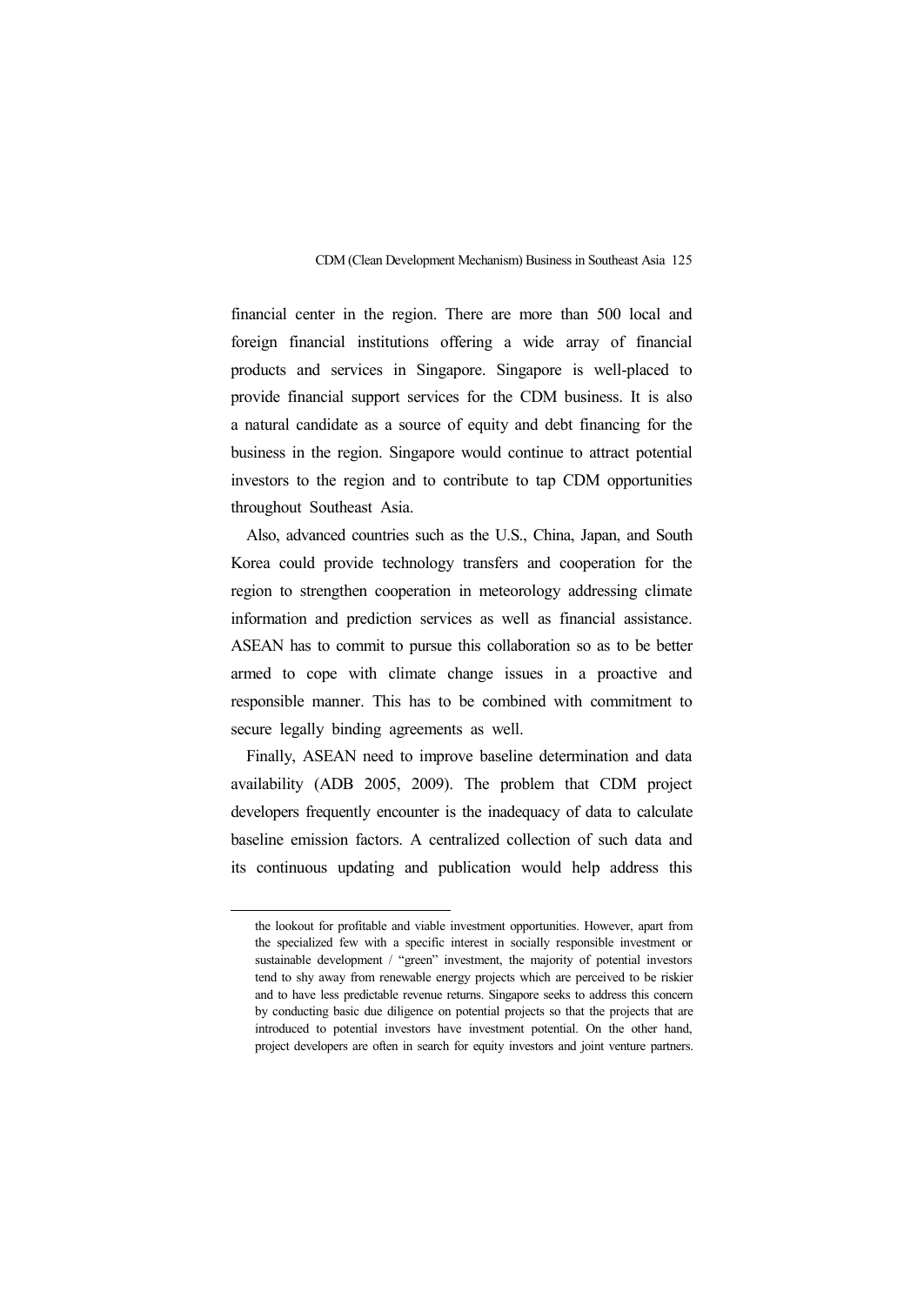financial center in the region. There are more than 500 local and foreign financial institutions offering a wide array of financial products and services in Singapore. Singapore is well-placed to provide financial support services for the CDM business. It is also a natural candidate as a source of equity and debt financing for the business in the region. Singapore would continue to attract potential investors to the region and to contribute to tap CDM opportunities throughout Southeast Asia.

Also, advanced countries such as the U.S., China, Japan, and South Korea could provide technology transfers and cooperation for the region to strengthen cooperation in meteorology addressing climate information and prediction services as well as financial assistance. ASEAN has to commit to pursue this collaboration so as to be better armed to cope with climate change issues in a proactive and responsible manner. This has to be combined with commitment to secure legally binding agreements as well.

Finally, ASEAN need to improve baseline determination and data availability (ADB 2005, 2009). The problem that CDM project developers frequently encounter is the inadequacy of data to calculate baseline emission factors. A centralized collection of such data and its continuous updating and publication would help address this

---

the lookout for profitable and viable investment opportunities. However, apart from the specialized few with a specific interest in socially responsible investment or sustainable development / "green" investment, the majority of potential investors tend to shy away from renewable energy projects which are perceived to be riskier and to have less predictable revenue returns. Singapore seeks to address this concern by conducting basic due diligence on potential projects so that the projects that are introduced to potential investors have investment potential. On the other hand, project developers are often in search for equity investors and joint venture partners.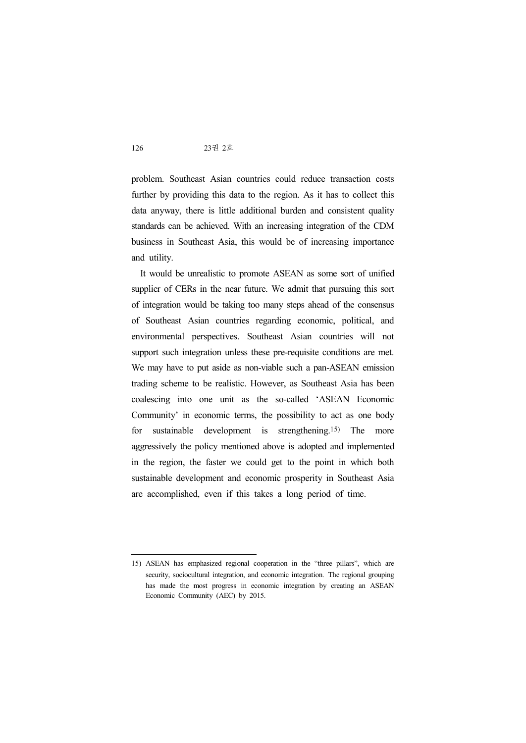problem. Southeast Asian countries could reduce transaction costs further by providing this data to the region. As it has to collect this data anyway, there is little additional burden and consistent quality standards can be achieved. With an increasing integration of the CDM business in Southeast Asia, this would be of increasing importance and utility.

It would be unrealistic to promote ASEAN as some sort of unified supplier of CERs in the near future. We admit that pursuing this sort of integration would be taking too many steps ahead of the consensus of Southeast Asian countries regarding economic, political, and environmental perspectives. Southeast Asian countries will not support such integration unless these pre-requisite conditions are met. We may have to put aside as non-viable such a pan-ASEAN emission trading scheme to be realistic. However, as Southeast Asia has been coalescing into one unit as the so-called 'ASEAN Economic Community' in economic terms, the possibility to act as one body for sustainable development is strengthening.[15] The more aggressively the policy mentioned above is adopted and implemented in the region, the faster we could get to the point in which both sustainable development and economic prosperity in Southeast Asia are accomplished, even if this takes a long period of time.

---

15) ASEAN has emphasized regional cooperation in the "three pillars", which are security, sociocultural integration, and economic integration. The regional grouping has made the most progress in economic integration by creating an ASEAN Economic Community (AEC) by 2015.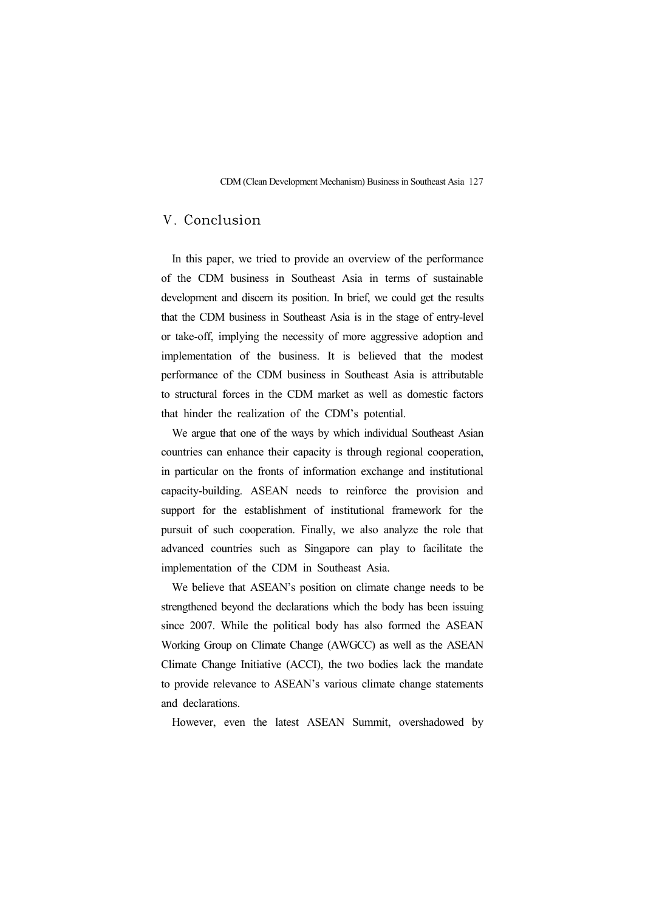## V. Conclusion

In this paper, we tried to provide an overview of the performance of the CDM business in Southeast Asia in terms of sustainable development and discern its position. In brief, we could get the results that the CDM business in Southeast Asia is in the stage of entry-level or take-off, implying the necessity of more aggressive adoption and implementation of the business. It is believed that the modest performance of the CDM business in Southeast Asia is attributable to structural forces in the CDM market as well as domestic factors that hinder the realization of the CDM's potential.

We argue that one of the ways by which individual Southeast Asian countries can enhance their capacity is through regional cooperation, in particular on the fronts of information exchange and institutional capacity-building. ASEAN needs to reinforce the provision and support for the establishment of institutional framework for the pursuit of such cooperation. Finally, we also analyze the role that advanced countries such as Singapore can play to facilitate the implementation of the CDM in Southeast Asia.

We believe that ASEAN's position on climate change needs to be strengthened beyond the declarations which the body has been issuing since 2007. While the political body has also formed the ASEAN Working Group on Climate Change (AWGCC) as well as the ASEAN Climate Change Initiative (ACCI), the two bodies lack the mandate to provide relevance to ASEAN's various climate change statements and declarations.

However, even the latest ASEAN Summit, overshadowed by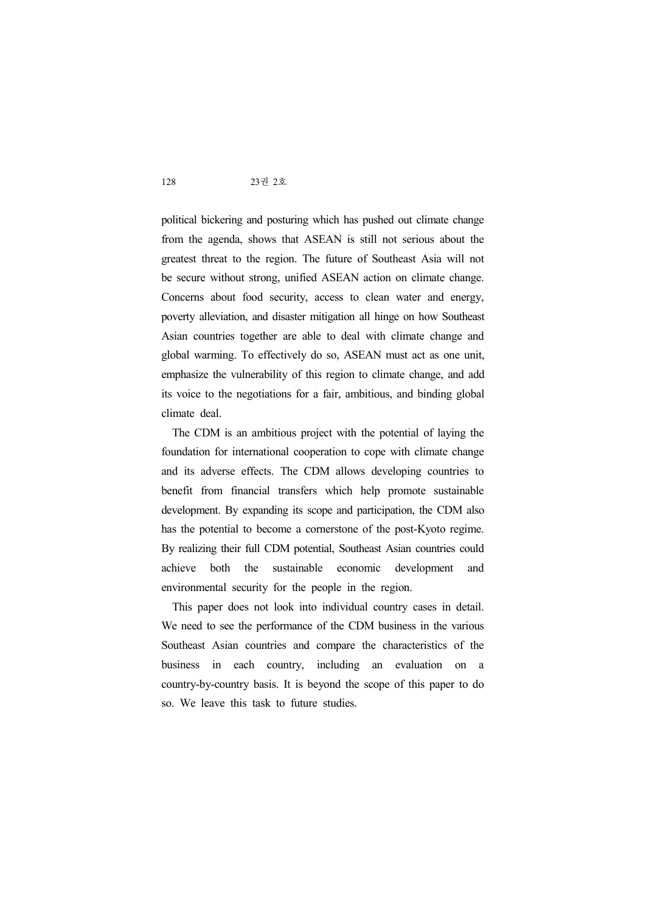political bickering and posturing which has pushed out climate change from the agenda, shows that ASEAN is still not serious about the greatest threat to the region. The future of Southeast Asia will not be secure without strong, unified ASEAN action on climate change. Concerns about food security, access to clean water and energy, poverty alleviation, and disaster mitigation all hinge on how Southeast Asian countries together are able to deal with climate change and global warming. To effectively do so, ASEAN must act as one unit, emphasize the vulnerability of this region to climate change, and add its voice to the negotiations for a fair, ambitious, and binding global climate deal.

The CDM is an ambitious project with the potential of laying the foundation for international cooperation to cope with climate change and its adverse effects. The CDM allows developing countries to benefit from financial transfers which help promote sustainable development. By expanding its scope and participation, the CDM also has the potential to become a cornerstone of the post-Kyoto regime. By realizing their full CDM potential, Southeast Asian countries could achieve both the sustainable economic development and environmental security for the people in the region.

This paper does not look into individual country cases in detail. We need to see the performance of the CDM business in the various Southeast Asian countries and compare the characteristics of the business in each country, including an evaluation on a country-by-country basis. It is beyond the scope of this paper to do so. We leave this task to future studies.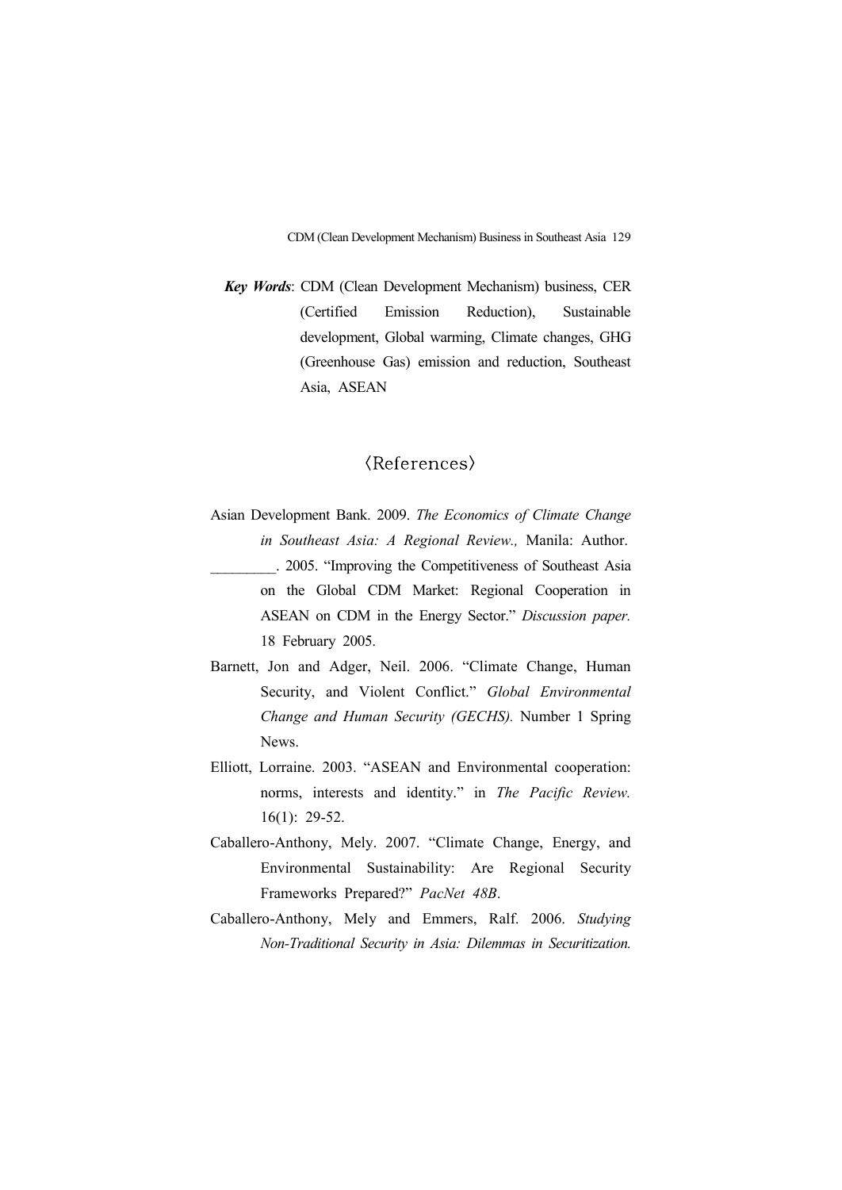***Key Words***: CDM (Clean Development Mechanism) business, CER (Certified Emission Reduction), Sustainable development, Global warming, Climate changes, GHG (Greenhouse Gas) emission and reduction, Southeast Asia, ASEAN

## 〈References〉

Asian Development Bank. 2009. *The Economics of Climate Change in Southeast Asia: A Regional Review.,* Manila: Author.

_________. 2005. "Improving the Competitiveness of Southeast Asia on the Global CDM Market: Regional Cooperation in ASEAN on CDM in the Energy Sector." *Discussion paper.* 18 February 2005.

Barnett, Jon and Adger, Neil. 2006. "Climate Change, Human Security, and Violent Conflict." *Global Environmental Change and Human Security (GECHS).* Number 1 Spring News.

Elliott, Lorraine. 2003. "ASEAN and Environmental cooperation: norms, interests and identity." in *The Pacific Review.* 16(1): 29-52.

Caballero-Anthony, Mely. 2007. "Climate Change, Energy, and Environmental Sustainability: Are Regional Security Frameworks Prepared?" *PacNet 48B*.

Caballero-Anthony, Mely and Emmers, Ralf. 2006. *Studying Non-Traditional Security in Asia: Dilemmas in Securitization.*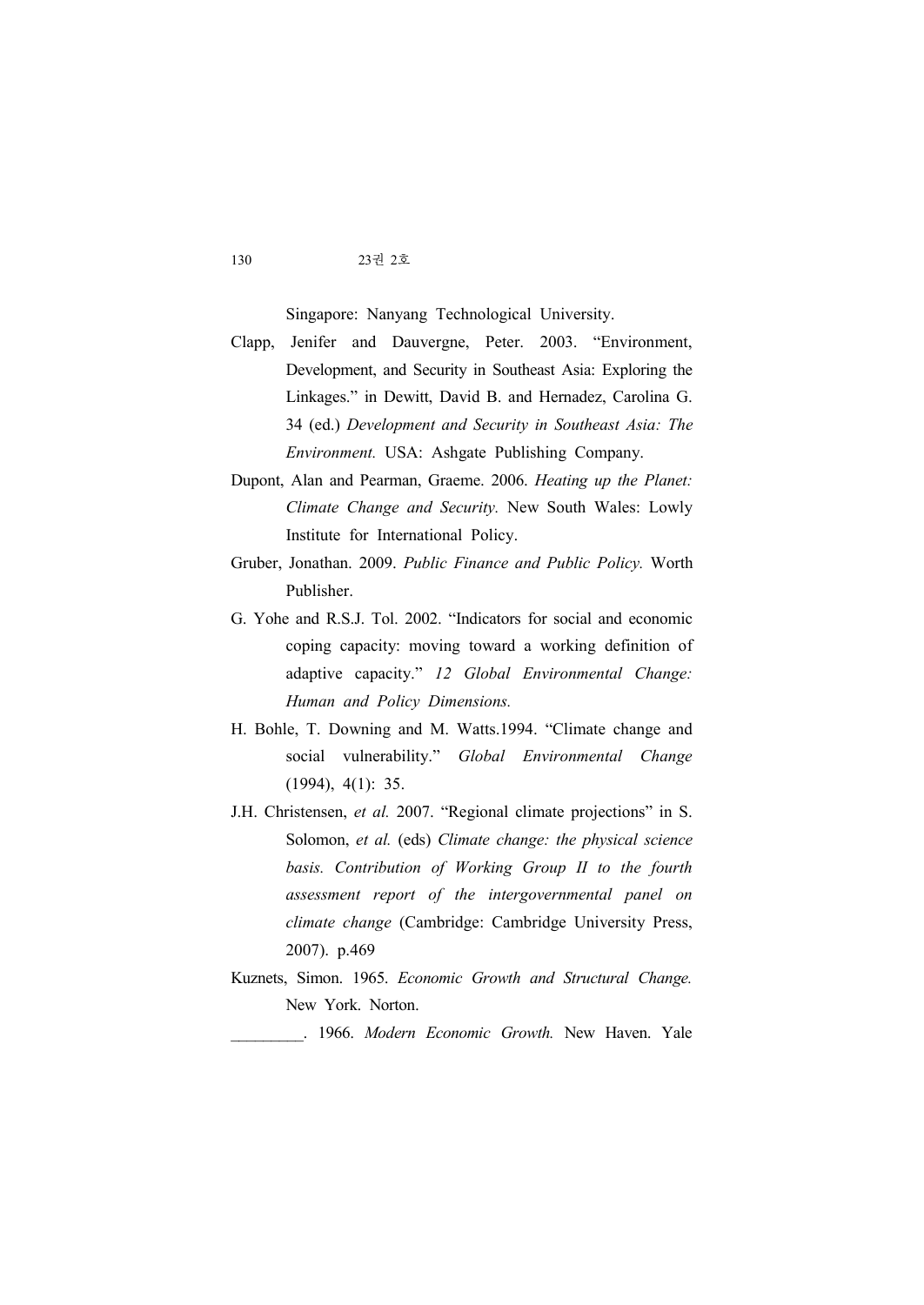Singapore: Nanyang Technological University.

Clapp, Jenifer and Dauvergne, Peter. 2003. "Environment, Development, and Security in Southeast Asia: Exploring the Linkages." in Dewitt, David B. and Hernadez, Carolina G. 34 (ed.) *Development and Security in Southeast Asia: The Environment.* USA: Ashgate Publishing Company.

Dupont, Alan and Pearman, Graeme. 2006. *Heating up the Planet: Climate Change and Security.* New South Wales: Lowly Institute for International Policy.

Gruber, Jonathan. 2009. *Public Finance and Public Policy.* Worth Publisher.

G. Yohe and R.S.J. Tol. 2002. "Indicators for social and economic coping capacity: moving toward a working definition of adaptive capacity." *12 Global Environmental Change: Human and Policy Dimensions.*

H. Bohle, T. Downing and M. Watts.1994. "Climate change and social vulnerability." *Global Environmental Change* (1994), 4(1): 35.

J.H. Christensen, *et al.* 2007. "Regional climate projections" in S. Solomon, *et al.* (eds) *Climate change: the physical science basis. Contribution of Working Group II to the fourth assessment report of the intergovernmental panel on climate change* (Cambridge: Cambridge University Press, 2007). p.469

Kuznets, Simon. 1965. *Economic Growth and Structural Change.* New York. Norton.

_________. 1966. *Modern Economic Growth.* New Haven. Yale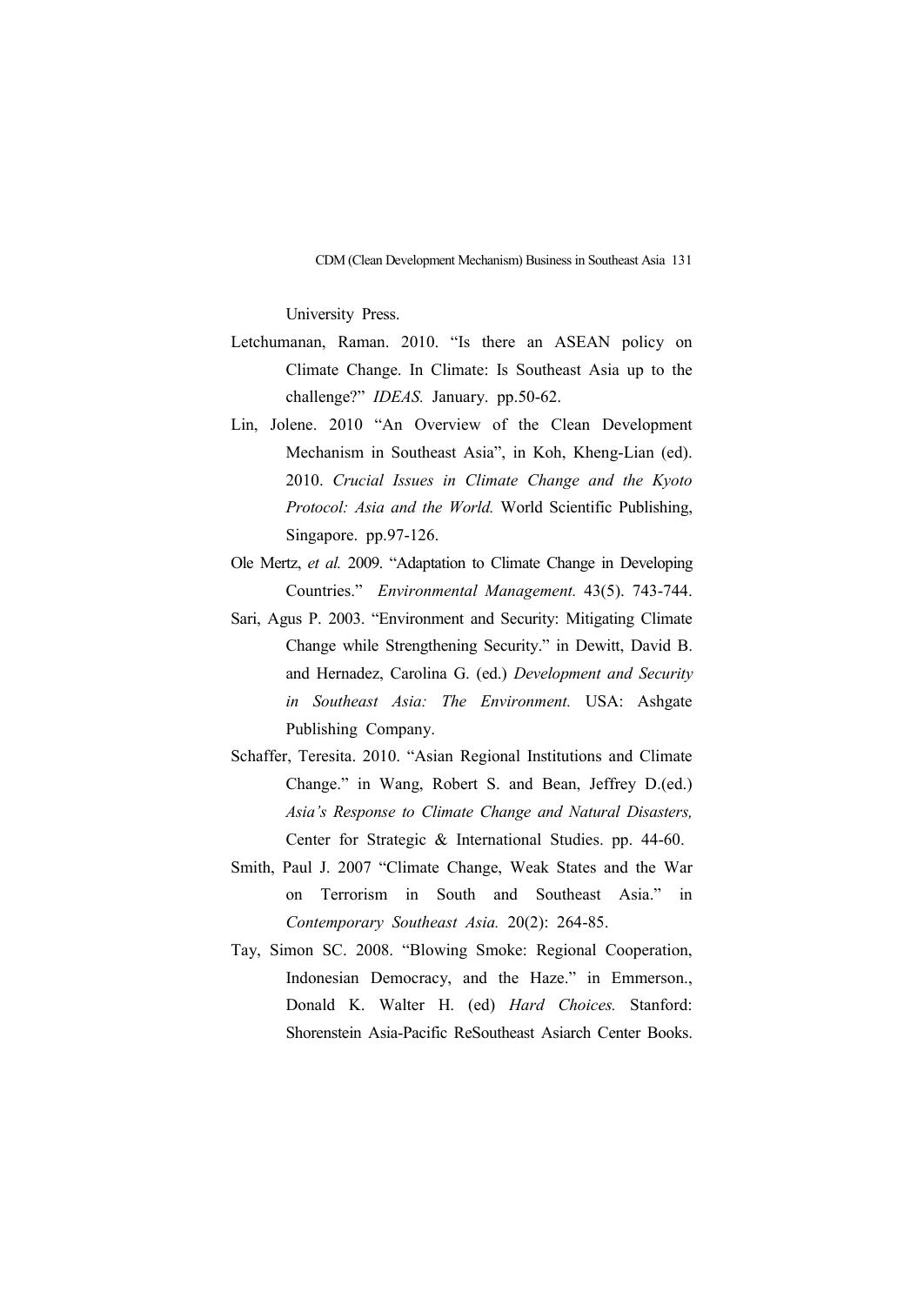University Press.

Letchumanan, Raman. 2010. "Is there an ASEAN policy on Climate Change. In Climate: Is Southeast Asia up to the challenge?" *IDEAS.* January. pp.50-62.

Lin, Jolene. 2010 "An Overview of the Clean Development Mechanism in Southeast Asia", in Koh, Kheng-Lian (ed). 2010. *Crucial Issues in Climate Change and the Kyoto Protocol: Asia and the World.* World Scientific Publishing, Singapore. pp.97-126.

Ole Mertz, *et al.* 2009. "Adaptation to Climate Change in Developing Countries." *Environmental Management.* 43(5). 743-744.

Sari, Agus P. 2003. "Environment and Security: Mitigating Climate Change while Strengthening Security." in Dewitt, David B. and Hernadez, Carolina G. (ed.) *Development and Security in Southeast Asia: The Environment.* USA: Ashgate Publishing Company.

Schaffer, Teresita. 2010. "Asian Regional Institutions and Climate Change." in Wang, Robert S. and Bean, Jeffrey D.(ed.) *Asia's Response to Climate Change and Natural Disasters,* Center for Strategic & International Studies. pp. 44-60.

Smith, Paul J. 2007 "Climate Change, Weak States and the War on Terrorism in South and Southeast Asia." in *Contemporary Southeast Asia.* 20(2): 264-85.

Tay, Simon SC. 2008. "Blowing Smoke: Regional Cooperation, Indonesian Democracy, and the Haze." in Emmerson., Donald K. Walter H. (ed) *Hard Choices.* Stanford: Shorenstein Asia-Pacific ReSoutheast Asiarch Center Books.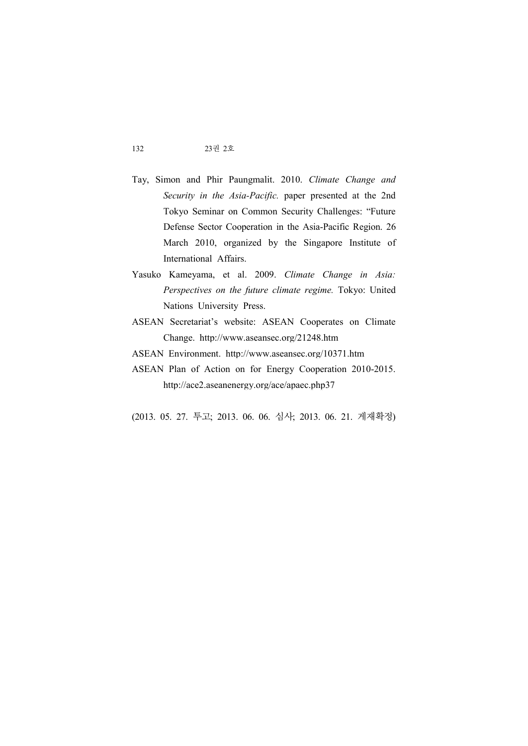Tay, Simon and Phir Paungmalit. 2010. *Climate Change and Security in the Asia-Pacific.* paper presented at the 2nd Tokyo Seminar on Common Security Challenges: "Future Defense Sector Cooperation in the Asia-Pacific Region. 26 March 2010, organized by the Singapore Institute of International Affairs.

Yasuko Kameyama, et al. 2009. *Climate Change in Asia: Perspectives on the future climate regime.* Tokyo: United Nations University Press.

ASEAN Secretariat's website: ASEAN Cooperates on Climate Change. http://www.aseansec.org/21248.htm

ASEAN Environment. http://www.aseansec.org/10371.htm

ASEAN Plan of Action on for Energy Cooperation 2010-2015. http://ace2.aseanenergy.org/ace/apaec.php37

(2013. 05. 27. 투고; 2013. 06. 06. 심사; 2013. 06. 21. 게재확정)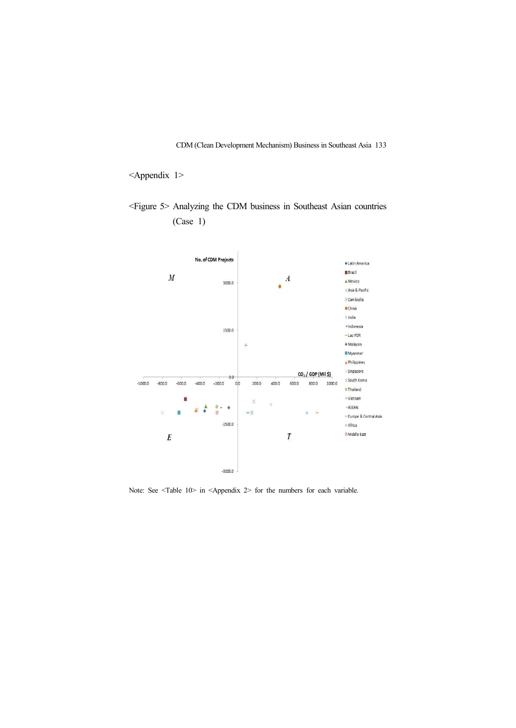<Appendix 1>

<Figure 5> Analyzing the CDM business in Southeast Asian countries (Case 1)

Note: See <Table 10> in <Appendix 2> for the numbers for each variable.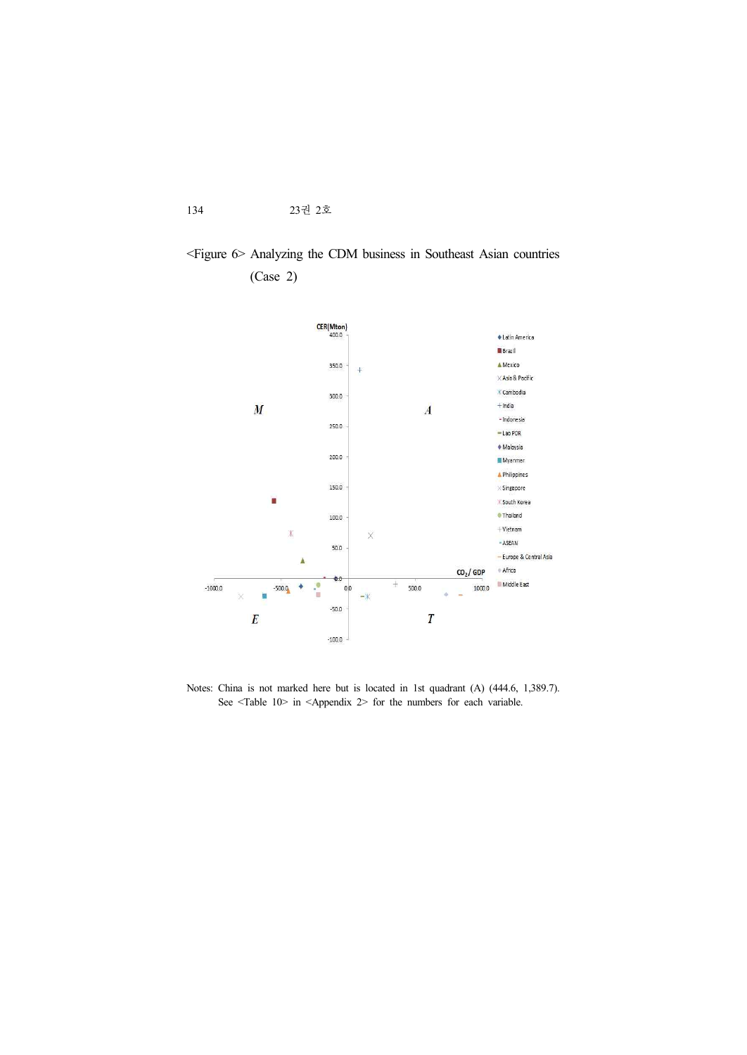<Figure 6> Analyzing the CDM business in Southeast Asian countries (Case 2)

CER(Mton)

400.0

350.0

300.0

250.0

200.0

150.0

100.0

50.0

0.0

-50.0

-100.0

-1000.0 -500.0 0.0 500.0 1000.0

$CO_2$/ GDP

M A E T

Latin America
Brasil
Mexico
Asia & Pacific
Cambodia
India
Indonesia
Lao PDR
Malaysia
Myanmar
Philippines
Singapore
South Korea
Thailand
Vietnam
ASEAN
Europe & Central Asia
Africa
Middle East

Notes: China is not marked here but is located in 1st quadrant (A) (444.6, 1,389.7). See <Table 10> in <Appendix 2> for the numbers for each variable.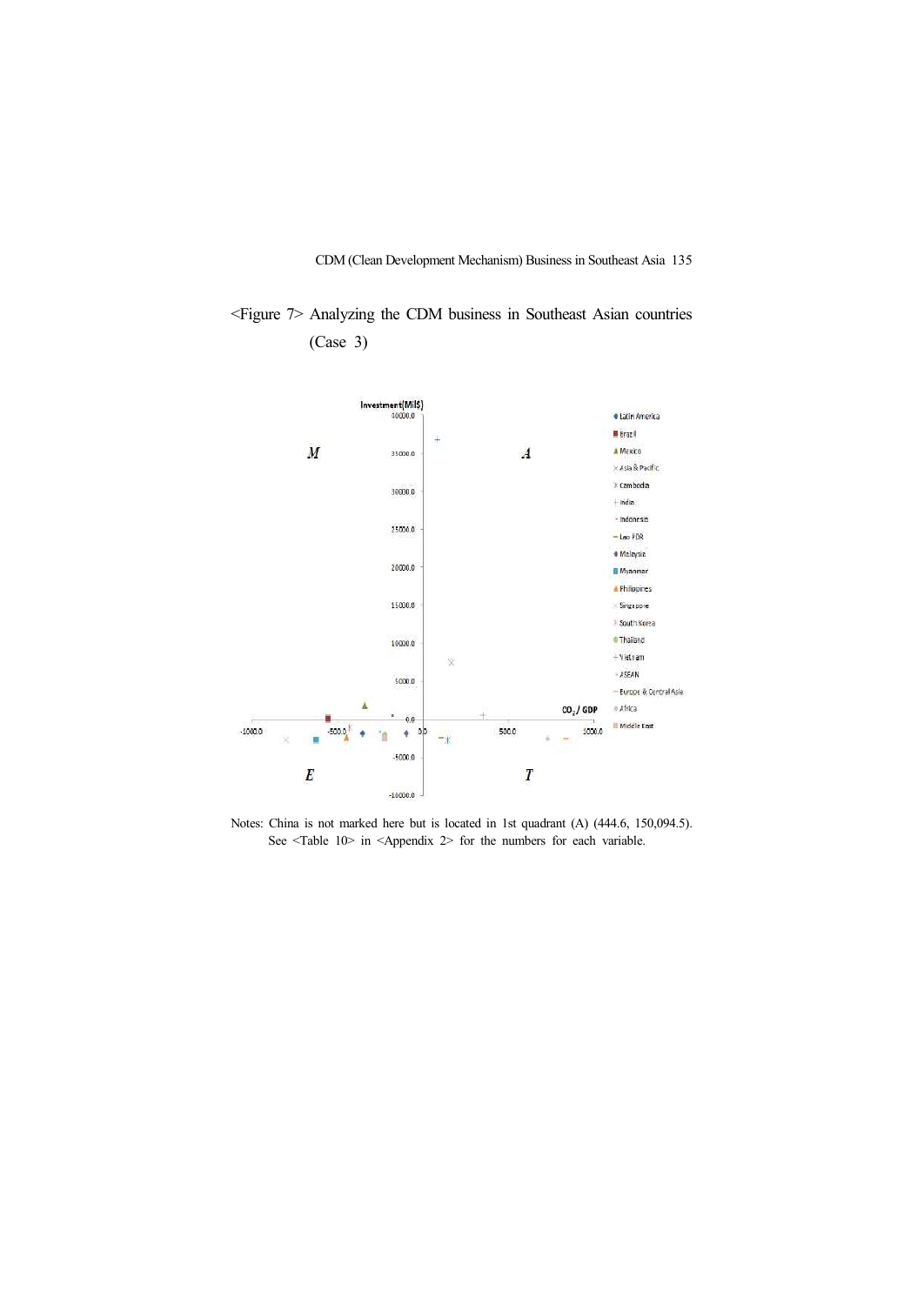<Figure 7> Analyzing the CDM business in Southeast Asian countries (Case 3)

Notes: China is not marked here but is located in 1st quadrant (A) (444.6, 150,094.5). See <Table 10> in <Appendix 2> for the numbers for each variable.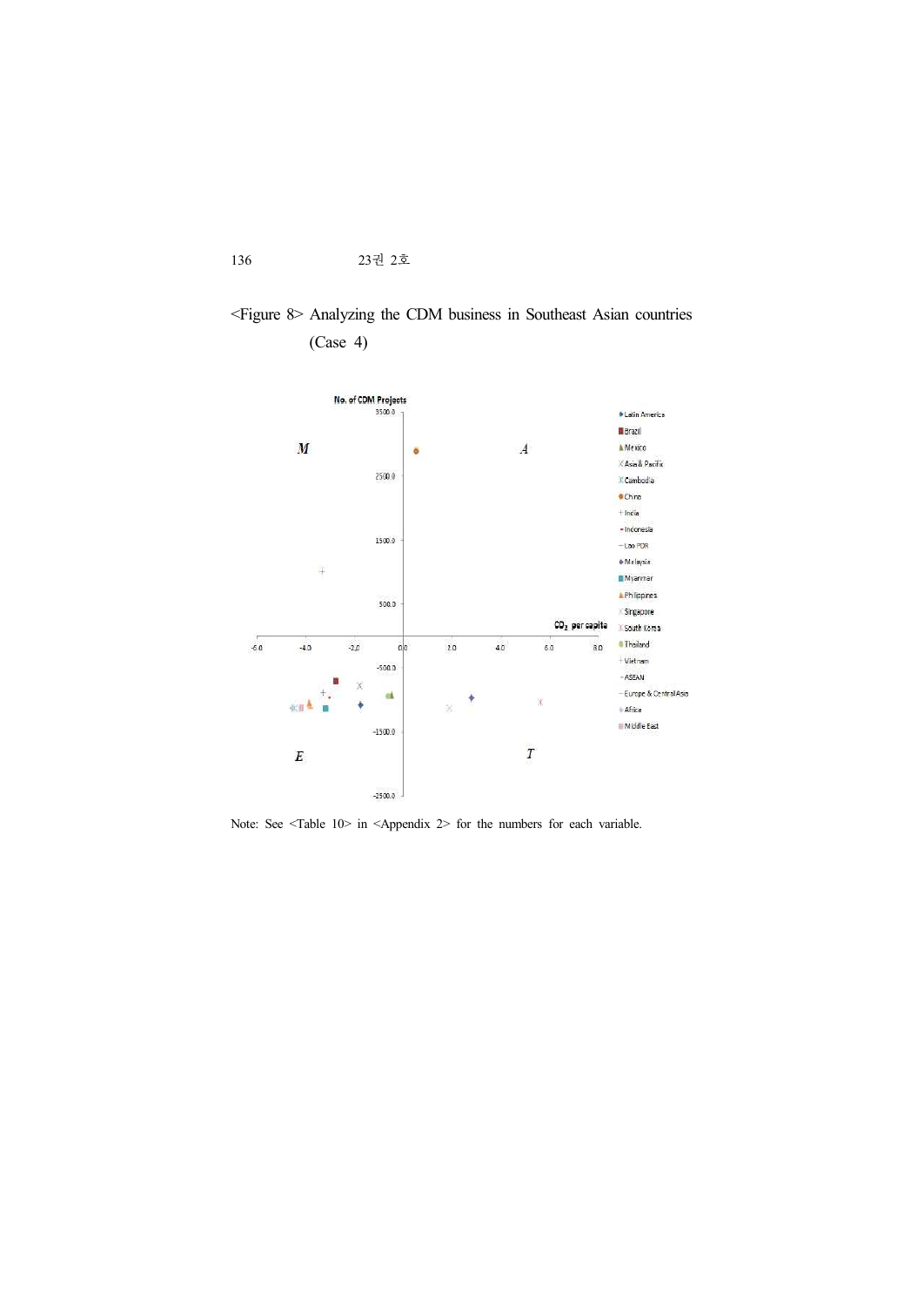<Figure 8> Analyzing the CDM business in Southeast Asian countries (Case 4)

Note: See <Table 10> in <Appendix 2> for the numbers for each variable.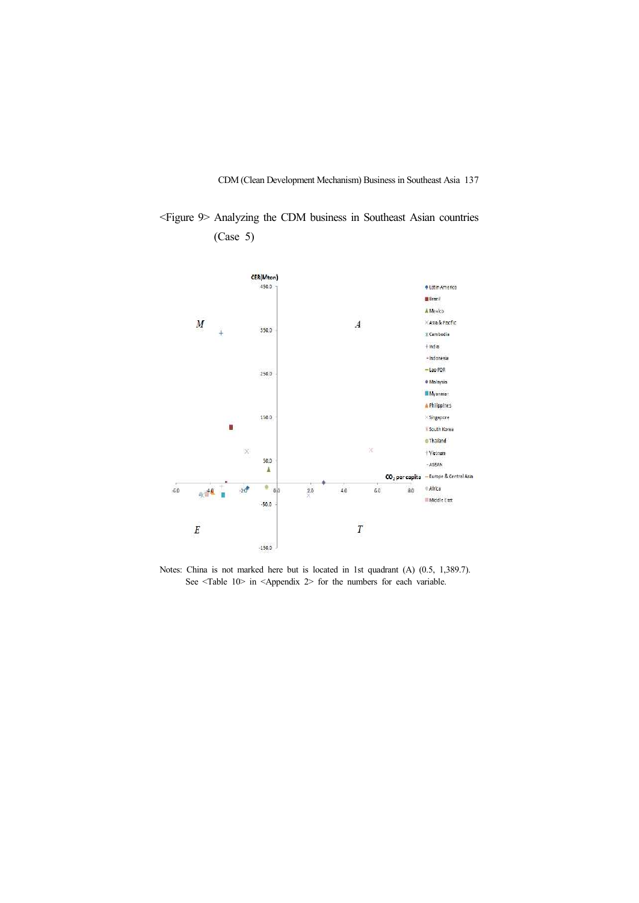<Figure 9> Analyzing the CDM business in Southeast Asian countries (Case 5)

Notes: China is not marked here but is located in 1st quadrant (A) (0.5, 1,389.7). See <Table 10> in <Appendix 2> for the numbers for each variable.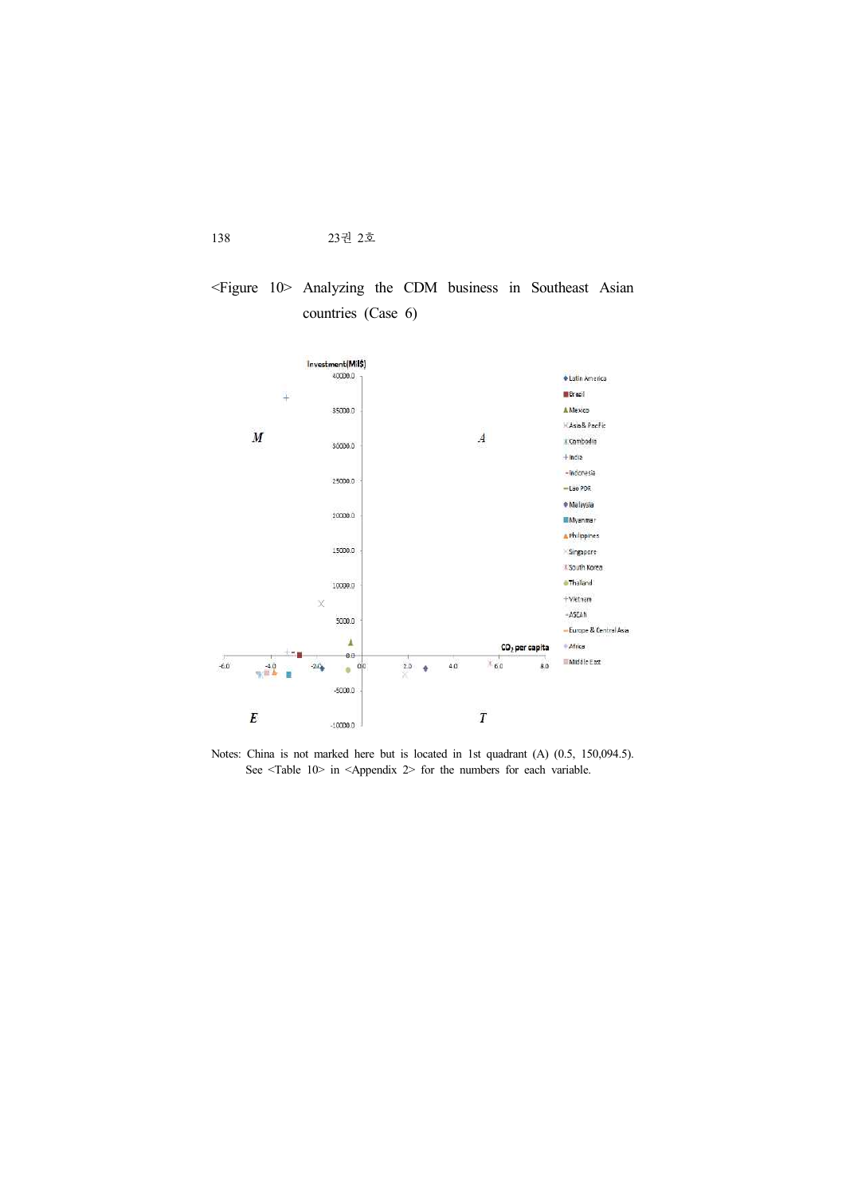<Figure 10> Analyzing the CDM business in Southeast Asian countries (Case 6)

Notes: China is not marked here but is located in 1st quadrant (A) (0.5, 150,094.5). See <Table 10> in <Appendix 2> for the numbers for each variable.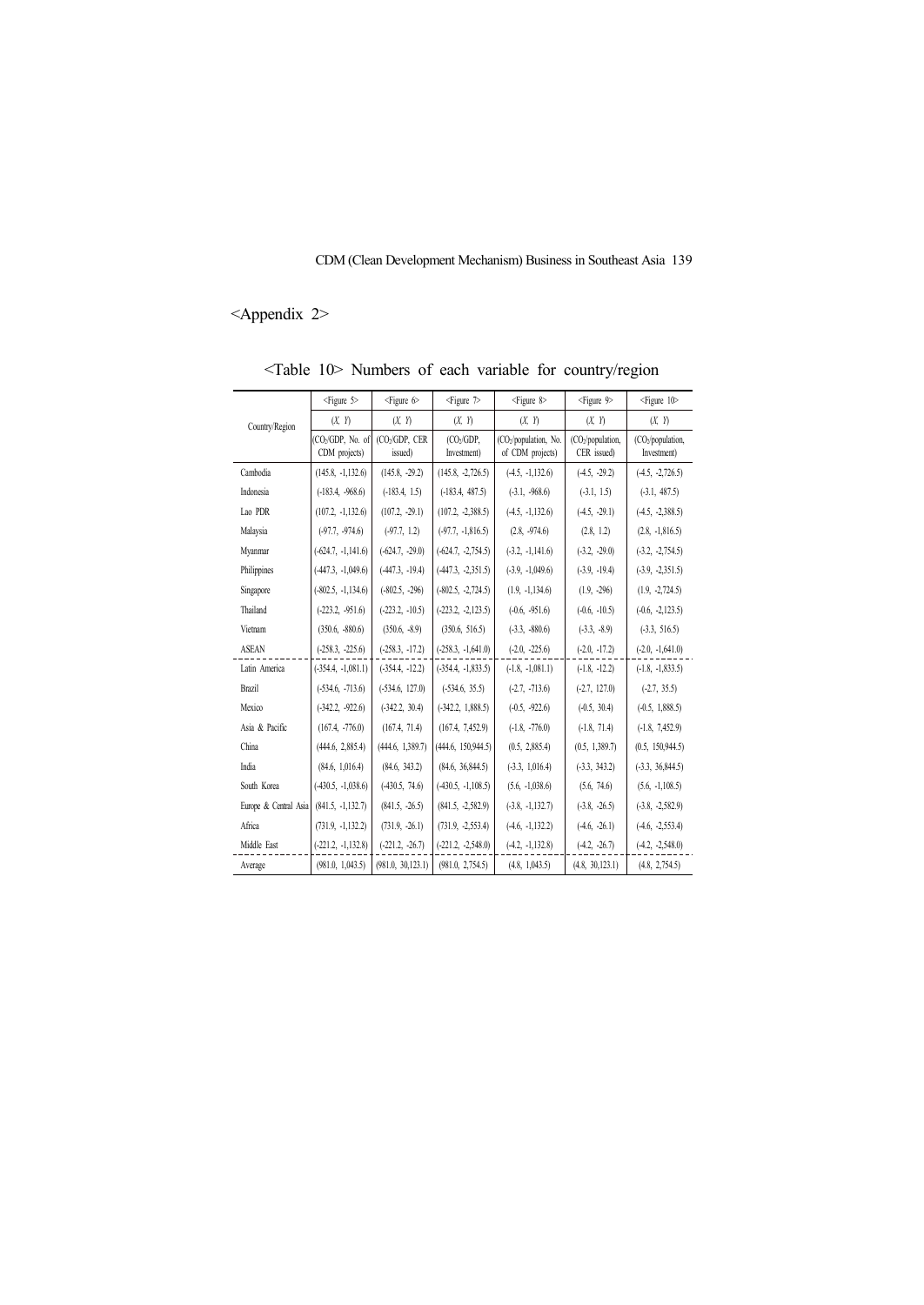## <Appendix 2>

<Table 10> Numbers of each variable for country/region

| Country/Region | <Figure 5> | <Figure 6> | <Figure 7> | <Figure 8> | <Figure 9> | <Figure 10> |
|---|---|---|---|---|---|---|
| | (X, Y) | (X, Y) | (X, Y) | (X, Y) | (X, Y) | (X, Y) |
| | ($CO_2$/GDP, No. of CDM projects) | ($CO_2$/GDP, CER issued) | ($CO_2$/GDP, Investment) | ($CO_2$/population, No. of CDM projects) | ($CO_2$/population, CER issued) | ($CO_2$/population, Investment) |
| Cambodia | (145.8, -1,132.6) | (145.8, -29.2) | (145.8, -2,726.5) | (-4.5, -1,132.6) | (-4.5, -29.2) | (-4.5, -2,726.5) |
| Indonesia | (-183.4, -968.6) | (-183.4, 1.5) | (-183.4, 487.5) | (-3.1, -968.6) | (-3.1, 1.5) | (-3.1, 487.5) |
| Lao PDR | (107.2, -1,132.6) | (107.2, -29.1) | (107.2, -2,388.5) | (-4.5, -1,132.6) | (-4.5, -29.1) | (-4.5, -2,388.5) |
| Malaysia | (-97.7, -974.6) | (-97.7, 1.2) | (-97.7, -1,816.5) | (2.8, -974.6) | (2.8, 1.2) | (2.8, -1,816.5) |
| Myanmar | (-624.7, -1,141.6) | (-624.7, -29.0) | (-624.7, -2,754.5) | (-3.2, -1,141.6) | (-3.2, -29.0) | (-3.2, -2,754.5) |
| Philippines | (-447.3, -1,049.6) | (-447.3, -19.4) | (-447.3, -2,351.5) | (-3.9, -1,049.6) | (-3.9, -19.4) | (-3.9, -2,351.5) |
| Singapore | (-802.5, -1,134.6) | (-802.5, -296) | (-802.5, -2,724.5) | (1.9, -1,134.6) | (1.9, -296) | (1.9, -2,724.5) |
| Thailand | (-223.2, -951.6) | (-223.2, -10.5) | (-223.2, -2,123.5) | (-0.6, -951.6) | (-0.6, -10.5) | (-0.6, -2,123.5) |
| Vietnam | (350.6, -880.6) | (350.6, -8.9) | (350.6, 516.5) | (-3.3, -880.6) | (-3.3, -8.9) | (-3.3, 516.5) |
| ASEAN | (-258.3, -225.6) | (-258.3, -17.2) | (-258.3, -1,641.0) | (-2.0, -225.6) | (-2.0, -17.2) | (-2.0, -1,641.0) |
| Latin America | (-354.4, -1,081.1) | (-354.4, -12.2) | (-354.4, -1,833.5) | (-1.8, -1,081.1) | (-1.8, -12.2) | (-1.8, -1,833.5) |
| Brazil | (-534.6, -713.6) | (-534.6, 127.0) | (-534.6, 35.5) | (-2.7, -713.6) | (-2.7, 127.0) | (-2.7, 35.5) |
| Mexico | (-342.2, -922.6) | (-342.2, 30.4) | (-342.2, 1,888.5) | (-0.5, -922.6) | (-0.5, 30.4) | (-0.5, 1,888.5) |
| Asia & Pacific | (167.4, -776.0) | (167.4, 71.4) | (167.4, 7,452.9) | (-1.8, -776.0) | (-1.8, 71.4) | (-1.8, 7,452.9) |
| China | (444.6, 2,885.4) | (444.6, 1,389.7) | (444.6, 150,944.5) | (0.5, 2,885.4) | (0.5, 1,389.7) | (0.5, 150,944.5) |
| India | (84.6, 1,016.4) | (84.6, 343.2) | (84.6, 36,844.5) | (-3.3, 1,016.4) | (-3.3, 343.2) | (-3.3, 36,844.5) |
| South Korea | (-430.5, -1,038.6) | (-430.5, 74.6) | (-430.5, -1,108.5) | (5.6, -1,038.6) | (5.6, 74.6) | (5.6, -1,108.5) |
| Europe & Central Asia | (841.5, -1,132.7) | (841.5, -26.5) | (841.5, -2,582.9) | (-3.8, -1,132.7) | (-3.8, -26.5) | (-3.8, -2,582.9) |
| Africa | (731.9, -1,132.2) | (731.9, -26.1) | (731.9, -2,553.4) | (-4.6, -1,132.2) | (-4.6, -26.1) | (-4.6, -2,553.4) |
| Middle East | (-221.2, -1,132.8) | (-221.2, -26.7) | (-221.2, -2,548.0) | (-4.2, -1,132.8) | (-4.2, -26.7) | (-4.2, -2,548.0) |
| Average | (981.0, 1,043.5) | (981.0, 30,123.1) | (981.0, 2,754.5) | (4.8, 1,043.5) | (4.8, 30,123.1) | (4.8, 2,754.5) |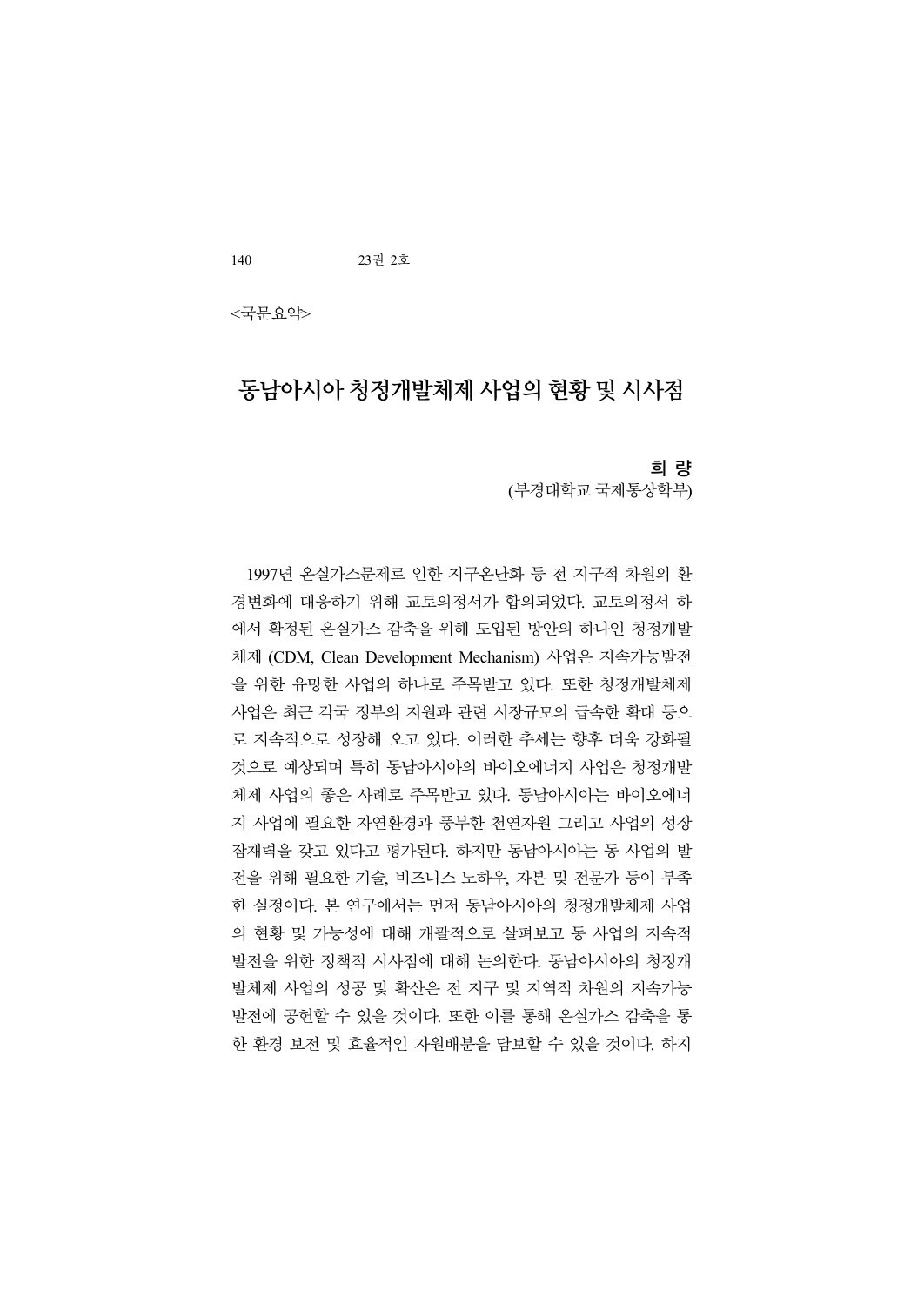<국문요약>

# 동남아시아 청정개발체제 사업의 현황 및 시사점

**희 량**
(부경대학교 국제통상학부)

1997년 온실가스문제로 인한 지구온난화 등 전 지구적 차원의 환경변화에 대응하기 위해 교토의정서가 합의되었다. 교토의정서 하에서 확정된 온실가스 감축을 위해 도입된 방안의 하나인 청정개발체제 (CDM, Clean Development Mechanism) 사업은 지속가능발전을 위한 유망한 사업의 하나로 주목받고 있다. 또한 청정개발체제 사업은 최근 각국 정부의 지원과 관련 시장규모의 급속한 확대 등으로 지속적으로 성장해 오고 있다. 이러한 추세는 향후 더욱 강화될 것으로 예상되며 특히 동남아시아의 바이오에너지 사업은 청정개발체제 사업의 좋은 사례로 주목받고 있다. 동남아시아는 바이오에너지 사업에 필요한 자연환경과 풍부한 천연자원 그리고 사업의 성장 잠재력을 갖고 있다고 평가된다. 하지만 동남아시아는 동 사업의 발전을 위해 필요한 기술, 비즈니스 노하우, 자본 및 전문가 등이 부족한 실정이다. 본 연구에서는 먼저 동남아시아의 청정개발체제 사업의 현황 및 가능성에 대해 개괄적으로 살펴보고 동 사업의 지속적 발전을 위한 정책적 시사점에 대해 논의한다. 동남아시아의 청정개발체제 사업의 성공 및 확산은 전 지구 및 지역적 차원의 지속가능발전에 공헌할 수 있을 것이다. 또한 이를 통해 온실가스 감축을 통한 환경 보전 및 효율적인 자원배분을 담보할 수 있을 것이다. 하지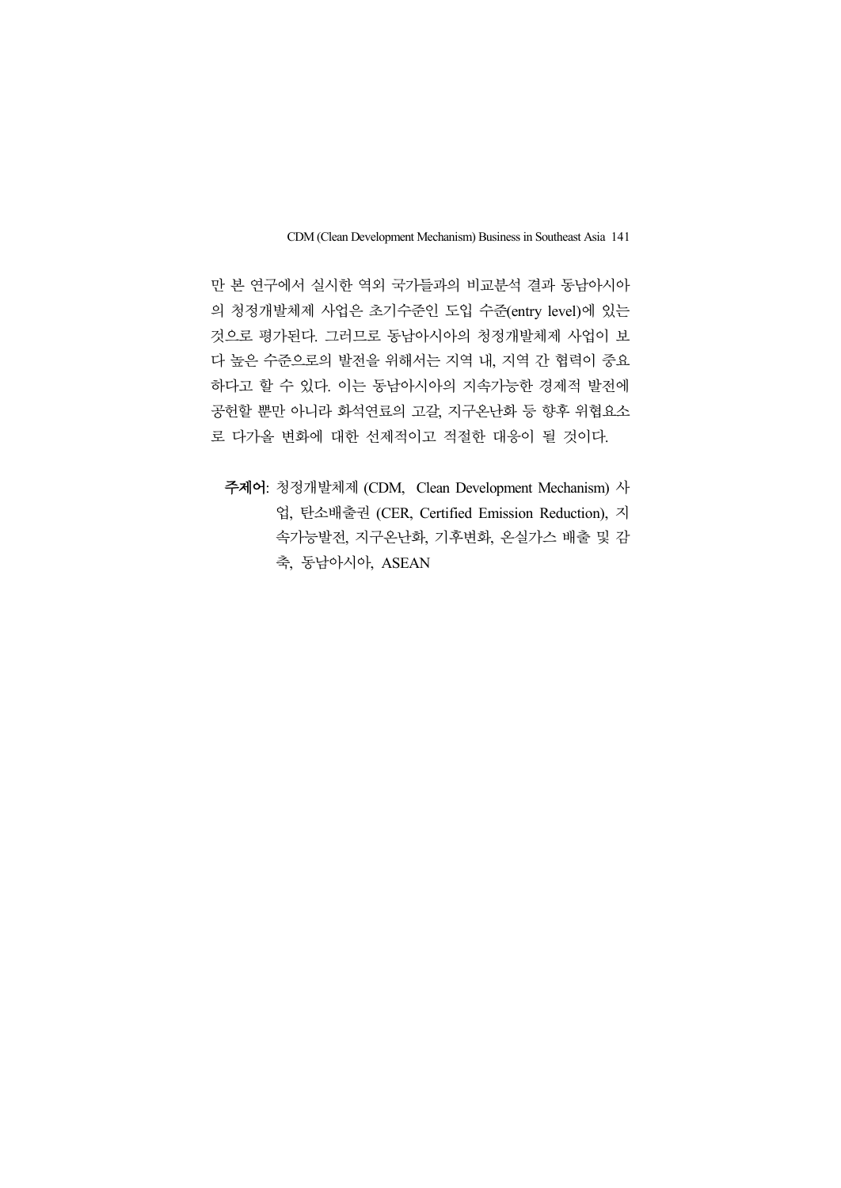만 본 연구에서 실시한 역외 국가들과의 비교분석 결과 동남아시아의 청정개발체제 사업은 초기수준인 도입 수준(entry level)에 있는 것으로 평가된다. 그러므로 동남아시아의 청정개발체제 사업이 보다 높은 수준으로의 발전을 위해서는 지역 내, 지역 간 협력이 중요하다고 할 수 있다. 이는 동남아시아의 지속가능한 경제적 발전에 공헌할 뿐만 아니라 화석연료의 고갈, 지구온난화 등 향후 위협요소로 다가올 변화에 대한 선제적이고 적절한 대응이 될 것이다.

**주제어**: 청정개발체제 (CDM, Clean Development Mechanism) 사업, 탄소배출권 (CER, Certified Emission Reduction), 지속가능발전, 지구온난화, 기후변화, 온실가스 배출 및 감축, 동남아시아, ASEAN